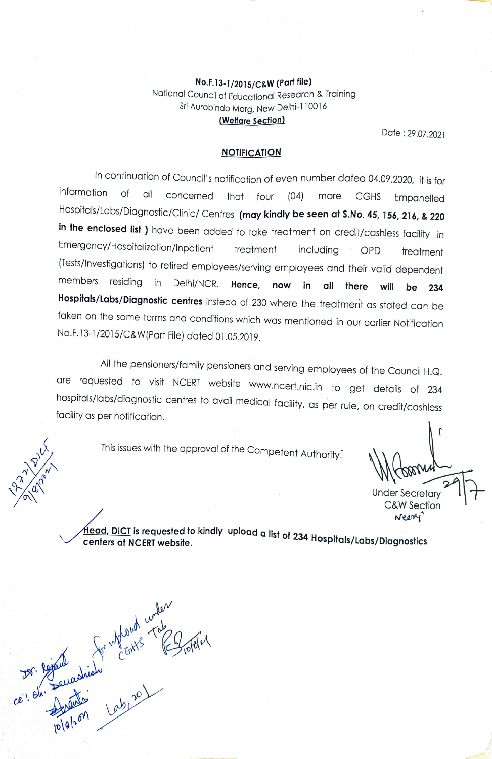**No.F.13-1/2015/C&W (Part file)**
National Council of Educational Research & Training
Sri Aurobindo Marg, New Delhi-110016
**(Welfare Section)**

Date : 29.07.2021

## NOTIFICATION

In continuation of Council's notification of even number dated 04.09.2020, it is for information of all concerned that four (04) more CGHS Empanelled Hospitals/Labs/Diagnostic/Clinic/ Centres **(may kindly be seen at S.No. 45, 156, 216, & 220 in the enclosed list )** have been added to take treatment on credit/cashless facility in Emergency/Hospitalization/Inpatient treatment including OPD treatment (Tests/Investigations) to retired employees/serving employees and their valid dependent members residing in Delhi/NCR. **Hence, now in all there will be 234 Hospitals/Labs/Diagnostic centres** instead of 230 where the treatment as stated can be taken on the same terms and conditions which was mentioned in our earlier Notification No.F.13-1/2015/C&W(Part File) dated 01.05.2019.

All the pensioners/family pensioners and serving employees of the Council H.Q. are requested to visit NCERT website www.ncert.nic.in to get details of 234 hospitals/labs/diagnostic centres to avail medical facility, as per rule, on credit/cashless facility as per notification.

This issues with the approval of the Competent Authority.

Under Secretary
C&W Section

**Head, DICT is requested to kindly upload a list of 234 Hospitals/Labs/Diagnostics centers at NCERT website.**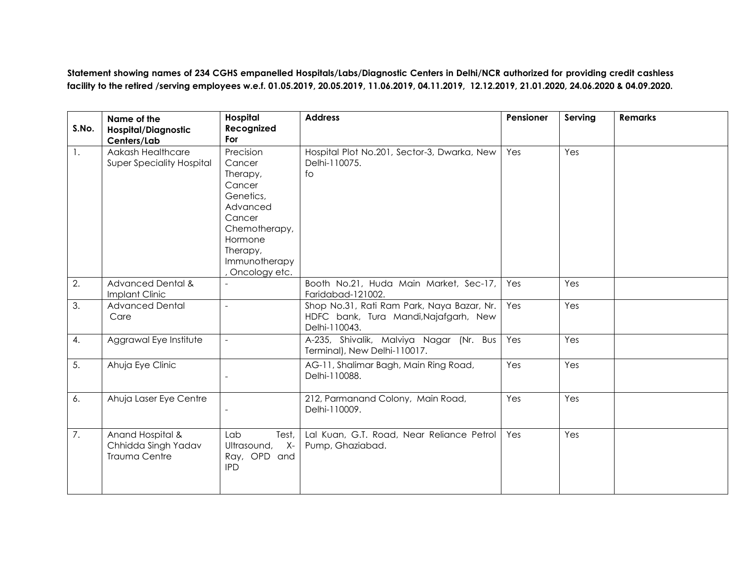**Statement showing names of 234 CGHS empanelled Hospitals/Labs/Diagnostic Centers in Delhi/NCR authorized for providing credit cashless facility to the retired /serving employees w.e.f. 01.05.2019, 20.05.2019, 11.06.2019, 04.11.2019, 12.12.2019, 21.01.2020, 24.06.2020 & 04.09.2020.**

| S.No. | Name of the Hospital/Diagnostic Centers/Lab | Hospital Recognized For | Address | Pensioner | Serving | Remarks |
|---|---|---|---|---|---|---|
| 1. | Aakash Healthcare Super Speciality Hospital | Precision Cancer Therapy, Cancer Genetics, Advanced Cancer Chemotherapy, Hormone Therapy, Immunotherapy, Oncology etc. | Hospital Plot No.201, Sector-3, Dwarka, New Delhi-110075. fo | Yes | Yes | |
| 2. | Advanced Dental & Implant Clinic | - | Booth No.21, Huda Main Market, Sec-17, Faridabad-121002. | Yes | Yes | |
| 3. | Advanced Dental Care | - | Shop No.31, Rati Ram Park, Naya Bazar, Nr. HDFC bank, Tura Mandi,Najafgarh, New Delhi-110043. | Yes | Yes | |
| 4. | Aggrawal Eye Institute | - | A-235, Shivalik, Malviya Nagar (Nr. Bus Terminal), New Delhi-110017. | Yes | Yes | |
| 5. | Ahuja Eye Clinic | - | AG-11, Shalimar Bagh, Main Ring Road, Delhi-110088. | Yes | Yes | |
| 6. | Ahuja Laser Eye Centre | - | 212, Parmanand Colony, Main Road, Delhi-110009. | Yes | Yes | |
| 7. | Anand Hospital & Chhidda Singh Yadav Trauma Centre | Lab Test, Ultrasound, X-Ray, OPD and IPD | Lal Kuan, G.T. Road, Near Reliance Petrol Pump, Ghaziabad. | Yes | Yes | |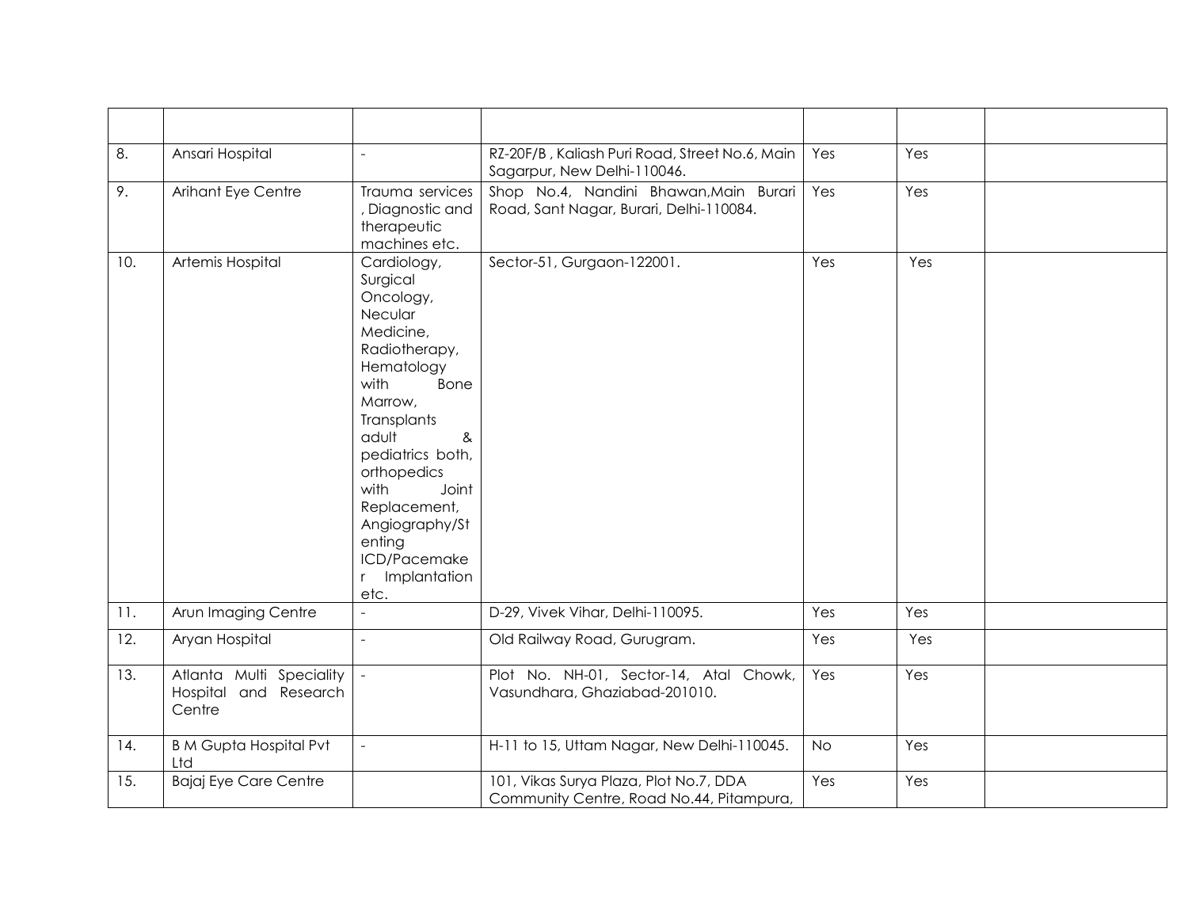| | | | | | | |
|---|---|---|---|---|---|---|
| 8. | Ansari Hospital | - | RZ-20F/B , Kaliash Puri Road, Street No.6, Main Sagarpur, New Delhi-110046. | Yes | Yes | |
| 9. | Arihant Eye Centre | Trauma services , Diagnostic and therapeutic machines etc. | Shop No.4, Nandini Bhawan,Main Burari Road, Sant Nagar, Burari, Delhi-110084. | Yes | Yes | |
| 10. | Artemis Hospital | Cardiology, Surgical Oncology, Necular Medicine, Radiotherapy, Hematology with Bone Marrow, Transplants adult & pediatrics both, orthopedics with Joint Replacement, Angiography/Stenting ICD/Pacemaker Implantation etc. | Sector-51, Gurgaon-122001. | Yes | Yes | |
| 11. | Arun Imaging Centre | - | D-29, Vivek Vihar, Delhi-110095. | Yes | Yes | |
| 12. | Aryan Hospital | - | Old Railway Road, Gurugram. | Yes | Yes | |
| 13. | Atlanta Multi Speciality Hospital and Research Centre | - | Plot No. NH-01, Sector-14, Atal Chowk, Vasundhara, Ghaziabad-201010. | Yes | Yes | |
| 14. | B M Gupta Hospital Pvt Ltd | - | H-11 to 15, Uttam Nagar, New Delhi-110045. | No | Yes | |
| 15. | Bajaj Eye Care Centre | | 101, Vikas Surya Plaza, Plot No.7, DDA Community Centre, Road No.44, Pitampura, | Yes | Yes | |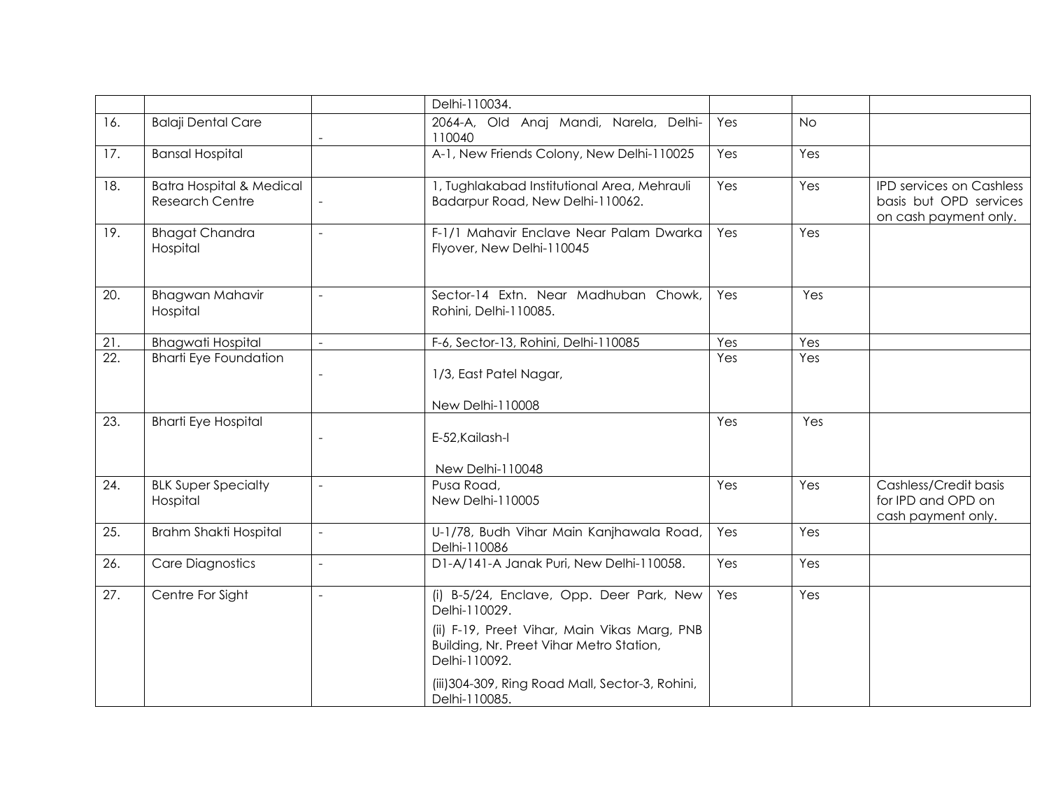| | | | | | | |
|---|---|---|---|---|---|---|
| | | | Delhi-110034. | | | |
| 16. | Balaji Dental Care | - | 2064-A, Old Anaj Mandi, Narela, Delhi-110040 | Yes | No | |
| 17. | Bansal Hospital | | A-1, New Friends Colony, New Delhi-110025 | Yes | Yes | |
| 18. | Batra Hospital & Medical Research Centre | - | 1, Tughlakabad Institutional Area, Mehrauli Badarpur Road, New Delhi-110062. | Yes | Yes | IPD services on Cashless basis but OPD services on cash payment only. |
| 19. | Bhagat Chandra Hospital | - | F-1/1 Mahavir Enclave Near Palam Dwarka Flyover, New Delhi-110045 | Yes | Yes | |
| 20. | Bhagwan Mahavir Hospital | - | Sector-14 Extn. Near Madhuban Chowk, Rohini, Delhi-110085. | Yes | Yes | |
| 21. | Bhagwati Hospital | - | F-6, Sector-13, Rohini, Delhi-110085 | Yes | Yes | |
| 22. | Bharti Eye Foundation | - | 1/3, East Patel Nagar, New Delhi-110008 | Yes | Yes | |
| 23. | Bharti Eye Hospital | - | E-52,Kailash-I New Delhi-110048 | Yes | Yes | |
| 24. | BLK Super Specialty Hospital | - | Pusa Road, New Delhi-110005 | Yes | Yes | Cashless/Credit basis for IPD and OPD on cash payment only. |
| 25. | Brahm Shakti Hospital | - | U-1/78, Budh Vihar Main Kanjhawala Road, Delhi-110086 | Yes | Yes | |
| 26. | Care Diagnostics | - | D1-A/141-A Janak Puri, New Delhi-110058. | Yes | Yes | |
| 27. | Centre For Sight | - | (i) B-5/24, Enclave, Opp. Deer Park, New Delhi-110029.<br>(ii) F-19, Preet Vihar, Main Vikas Marg, PNB Building, Nr. Preet Vihar Metro Station, Delhi-110092.<br>(iii)304-309, Ring Road Mall, Sector-3, Rohini, Delhi-110085. | Yes | Yes | |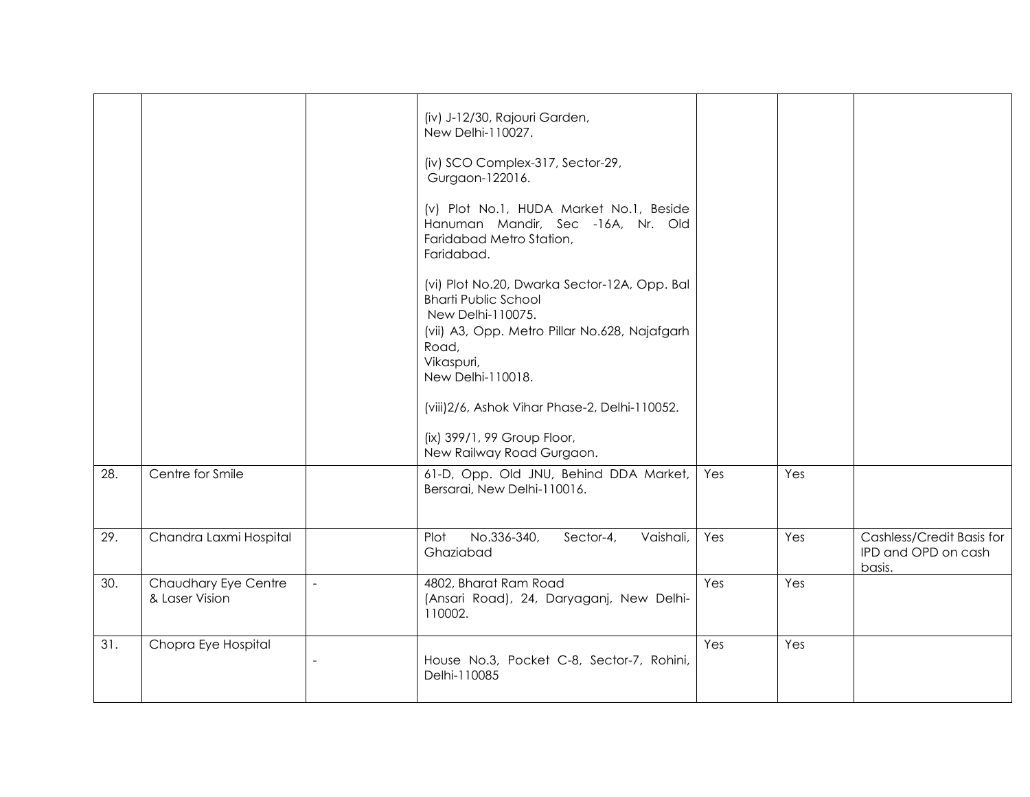| | | | | | | |
|---|---|---|---|---|---|---|
| | | | (iv) J-12/30, Rajouri Garden, New Delhi-110027.<br><br>(iv) SCO Complex-317, Sector-29, Gurgaon-122016.<br><br>(v) Plot No.1, HUDA Market No.1, Beside Hanuman Mandir, Sec -16A, Nr. Old Faridabad Metro Station, Faridabad.<br><br>(vi) Plot No.20, Dwarka Sector-12A, Opp. Bal Bharti Public School New Delhi-110075.<br>(vii) A3, Opp. Metro Pillar No.628, Najafgarh Road, Vikaspuri, New Delhi-110018.<br><br>(viii)2/6, Ashok Vihar Phase-2, Delhi-110052.<br><br>(ix) 399/1, 99 Group Floor, New Railway Road Gurgaon. | | | |
| 28. | Centre for Smile | | 61-D, Opp. Old JNU, Behind DDA Market, Bersarai, New Delhi-110016. | Yes | Yes | |
| 29. | Chandra Laxmi Hospital | | Plot No.336-340, Sector-4, Vaishali, Ghaziabad | Yes | Yes | Cashless/Credit Basis for IPD and OPD on cash basis. |
| 30. | Chaudhary Eye Centre & Laser Vision | - | 4802, Bharat Ram Road (Ansari Road), 24, Daryaganj, New Delhi-110002. | Yes | Yes | |
| 31. | Chopra Eye Hospital | - | House No.3, Pocket C-8, Sector-7, Rohini, Delhi-110085 | Yes | Yes | |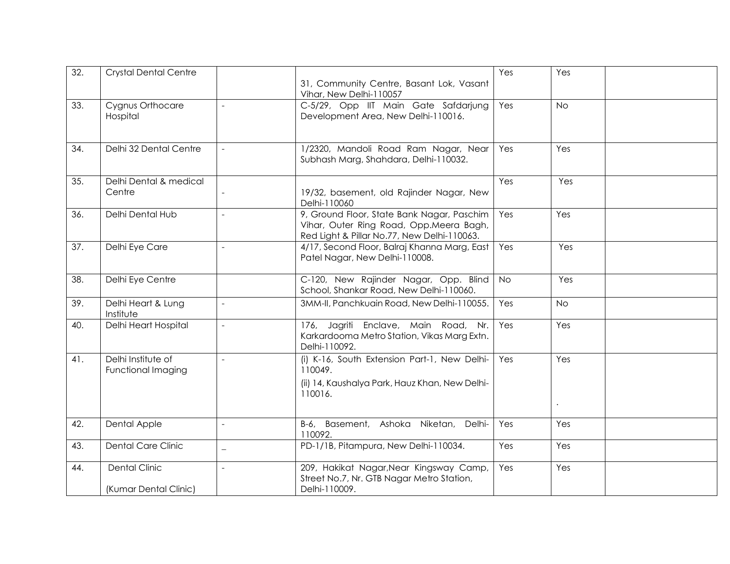| 32. | Crystal Dental Centre | | 31, Community Centre, Basant Lok, Vasant Vihar, New Delhi-110057 | Yes | Yes | |
|---|---|---|---|---|---|---|
| 33. | Cygnus Orthocare Hospital | - | C-5/29, Opp IIT Main Gate Safdarjung Development Area, New Delhi-110016. | Yes | No | |
| 34. | Delhi 32 Dental Centre | - | 1/2320, Mandoli Road Ram Nagar, Near Subhash Marg, Shahdara, Delhi-110032. | Yes | Yes | |
| 35. | Delhi Dental & medical Centre | - | 19/32, basement, old Rajinder Nagar, New Delhi-110060 | Yes | Yes | |
| 36. | Delhi Dental Hub | - | 9, Ground Floor, State Bank Nagar, Paschim Vihar, Outer Ring Road, Opp.Meera Bagh, Red Light & Pillar No.77, New Delhi-110063. | Yes | Yes | |
| 37. | Delhi Eye Care | - | 4/17, Second Floor, Balraj Khanna Marg, East Patel Nagar, New Delhi-110008. | Yes | Yes | |
| 38. | Delhi Eye Centre | | C-120, New Rajinder Nagar, Opp. Blind School, Shankar Road, New Delhi-110060. | No | Yes | |
| 39. | Delhi Heart & Lung Institute | - | 3MM-II, Panchkuain Road, New Delhi-110055. | Yes | No | |
| 40. | Delhi Heart Hospital | - | 176, Jagriti Enclave, Main Road, Nr. Karkardooma Metro Station, Vikas Marg Extn. Delhi-110092. | Yes | Yes | |
| 41. | Delhi Institute of Functional Imaging | - | (i) K-16, South Extension Part-1, New Delhi-110049.<br>(ii) 14, Kaushalya Park, Hauz Khan, New Delhi-110016. | Yes | Yes | |
| 42. | Dental Apple | - | B-6, Basement, Ashoka Niketan, Delhi-110092. | Yes | Yes | |
| 43. | Dental Care Clinic | _ | PD-1/1B, Pitampura, New Delhi-110034. | Yes | Yes | |
| 44. | Dental Clinic<br>(Kumar Dental Clinic) | - | 209, Hakikat Nagar,Near Kingsway Camp, Street No.7, Nr. GTB Nagar Metro Station, Delhi-110009. | Yes | Yes | |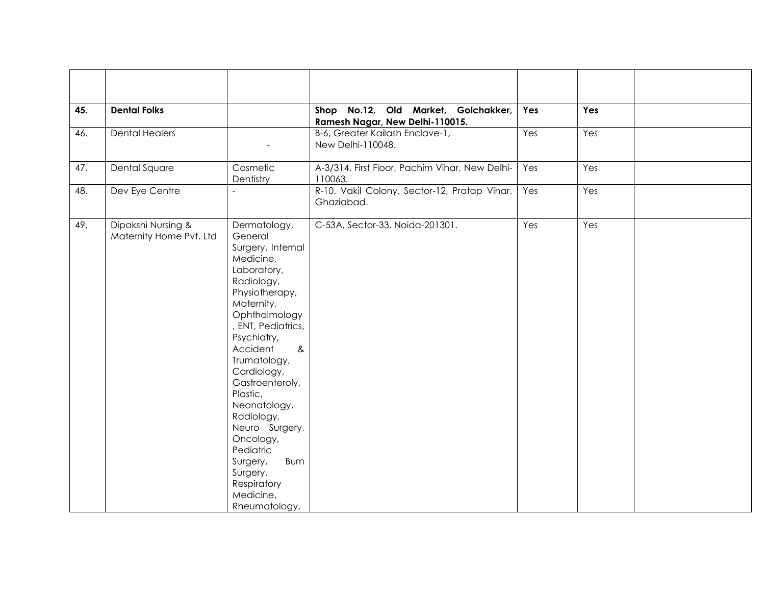|  |  |  |  |  |  |  |
|---|---|---|---|---|---|---|
| **45.** | **Dental Folks** |  | **Shop No.12, Old Market, Golchakker, Ramesh Nagar, New Delhi-110015.** | **Yes** | **Yes** |  |
| 46. | Dental Healers | - | B-6, Greater Kailash Enclave-1, New Delhi-110048. | Yes | Yes |  |
| 47. | Dental Square | Cosmetic Dentistry | A-3/314, First Floor, Pachim Vihar, New Delhi-110063. | Yes | Yes |  |
| 48. | Dev Eye Centre | - | R-10, Vakil Colony, Sector-12, Pratap Vihar, Ghaziabad. | Yes | Yes |  |
| 49. | Dipakshi Nursing & Maternity Home Pvt. Ltd | Dermatology, General Surgery, Internal Medicine, Laboratory, Radiology, Physiotherapy, Maternity, Ophthalmology, ENT, Pediatrics, Psychiatry, Accident & Trumatology, Cardiology, Gastroenteroly, Plastic, Neonatology, Radiology, Neuro Surgery, Oncology, Pediatric Surgery, Burn Surgery, Respiratory Medicine, Rheumatology, | C-53A, Sector-33, Noida-201301. | Yes | Yes |  |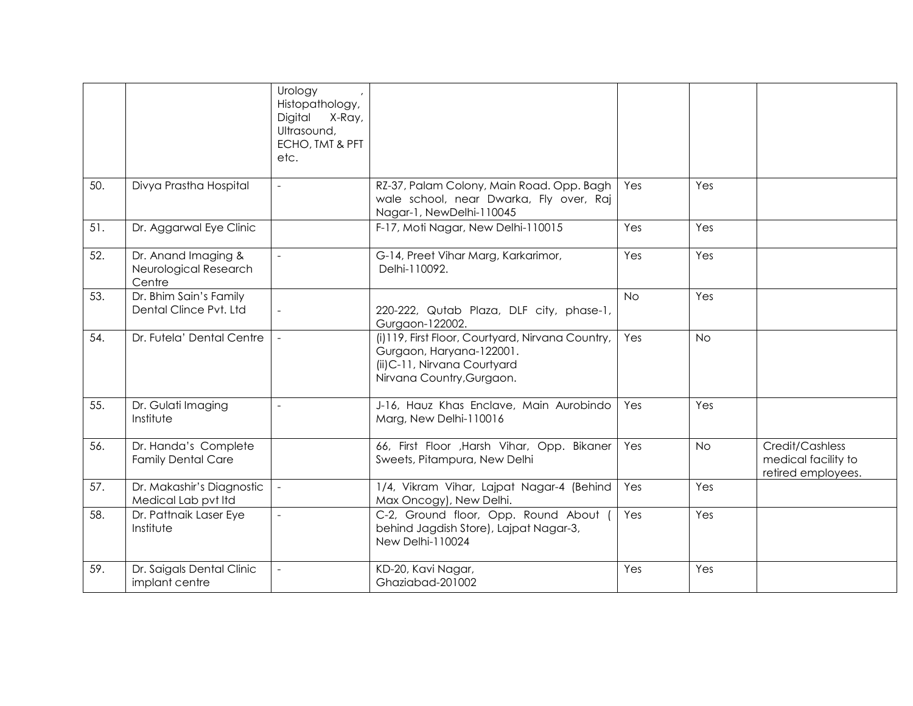|  |  |  |  |  |  |  |
|---|---|---|---|---|---|---|
|  |  | Urology , Histopathology, Digital X-Ray, Ultrasound, ECHO, TMT & PFT etc. |  |  |  |  |
| 50. | Divya Prastha Hospital | - | RZ-37, Palam Colony, Main Road. Opp. Bagh wale school, near Dwarka, Fly over, Raj Nagar-1, NewDelhi-110045 | Yes | Yes |  |
| 51. | Dr. Aggarwal Eye Clinic |  | F-17, Moti Nagar, New Delhi-110015 | Yes | Yes |  |
| 52. | Dr. Anand Imaging & Neurological Research Centre | - | G-14, Preet Vihar Marg, Karkarimor, Delhi-110092. | Yes | Yes |  |
| 53. | Dr. Bhim Sain's Family Dental Clince Pvt. Ltd | - | 220-222, Qutab Plaza, DLF city, phase-1, Gurgaon-122002. | No | Yes |  |
| 54. | Dr. Futela' Dental Centre | - | (i)119, First Floor, Courtyard, Nirvana Country, Gurgaon, Haryana-122001. (ii)C-11, Nirvana Courtyard Nirvana Country,Gurgaon. | Yes | No |  |
| 55. | Dr. Gulati Imaging Institute | - | J-16, Hauz Khas Enclave, Main Aurobindo Marg, New Delhi-110016 | Yes | Yes |  |
| 56. | Dr. Handa's Complete Family Dental Care |  | 66, First Floor ,Harsh Vihar, Opp. Bikaner Sweets, Pitampura, New Delhi | Yes | No | Credit/Cashless medical facility to retired employees. |
| 57. | Dr. Makashir's Diagnostic Medical Lab pvt ltd | - | 1/4, Vikram Vihar, Lajpat Nagar-4 (Behind Max Oncogy), New Delhi. | Yes | Yes |  |
| 58. | Dr. Pattnaik Laser Eye Institute | - | C-2, Ground floor, Opp. Round About ( behind Jagdish Store), Lajpat Nagar-3, New Delhi-110024 | Yes | Yes |  |
| 59. | Dr. Saigals Dental Clinic implant centre | - | KD-20, Kavi Nagar, Ghaziabad-201002 | Yes | Yes |  |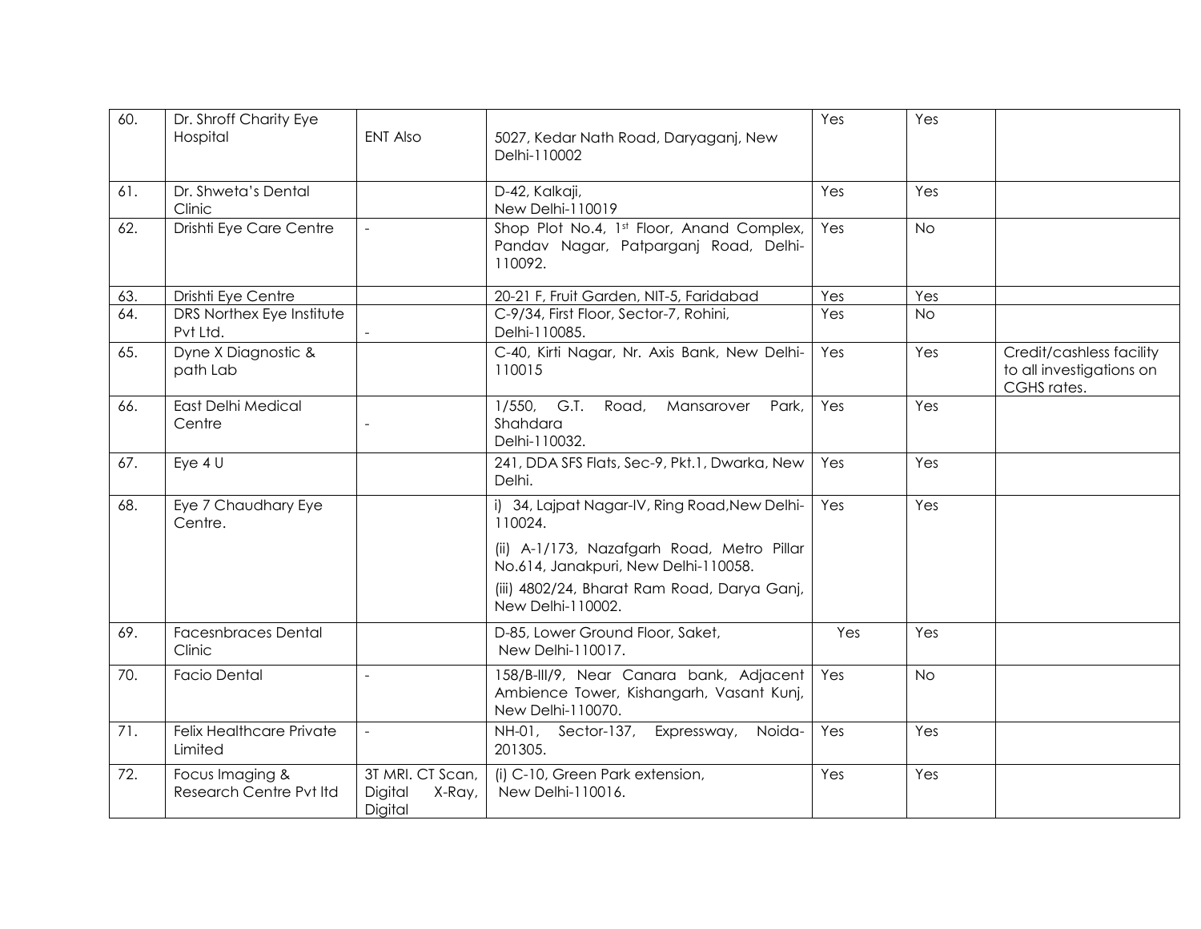| 60. | Dr. Shroff Charity Eye Hospital | ENT Also | 5027, Kedar Nath Road, Daryaganj, New Delhi-110002 | Yes | Yes | |
|---|---|---|---|---|---|---|
| 61. | Dr. Shweta's Dental Clinic | | D-42, Kalkaji, New Delhi-110019 | Yes | Yes | |
| 62. | Drishti Eye Care Centre | - | Shop Plot No.4, 1st Floor, Anand Complex, Pandav Nagar, Patparganj Road, Delhi-110092. | Yes | No | |
| 63. | Drishti Eye Centre | | 20-21 F, Fruit Garden, NIT-5, Faridabad | Yes | Yes | |
| 64. | DRS Northex Eye Institute Pvt Ltd. | - | C-9/34, First Floor, Sector-7, Rohini, Delhi-110085. | Yes | No | |
| 65. | Dyne X Diagnostic & path Lab | | C-40, Kirti Nagar, Nr. Axis Bank, New Delhi-110015 | Yes | Yes | Credit/cashless facility to all investigations on CGHS rates. |
| 66. | East Delhi Medical Centre | - | 1/550, G.T. Road, Mansarover Park, Shahdara Delhi-110032. | Yes | Yes | |
| 67. | Eye 4 U | | 241, DDA SFS Flats, Sec-9, Pkt.1, Dwarka, New Delhi. | Yes | Yes | |
| 68. | Eye 7 Chaudhary Eye Centre. | | i) 34, Lajpat Nagar-IV, Ring Road,New Delhi-110024. (ii) A-1/173, Nazafgarh Road, Metro Pillar No.614, Janakpuri, New Delhi-110058. (iii) 4802/24, Bharat Ram Road, Darya Ganj, New Delhi-110002. | Yes | Yes | |
| 69. | Facesnbraces Dental Clinic | | D-85, Lower Ground Floor, Saket, New Delhi-110017. | Yes | Yes | |
| 70. | Facio Dental | - | 158/B-III/9, Near Canara bank, Adjacent Ambience Tower, Kishangarh, Vasant Kunj, New Delhi-110070. | Yes | No | |
| 71. | Felix Healthcare Private Limited | - | NH-01, Sector-137, Expressway, Noida-201305. | Yes | Yes | |
| 72. | Focus Imaging & Research Centre Pvt ltd | 3T MRI. CT Scan, Digital X-Ray, Digital | (i) C-10, Green Park extension, New Delhi-110016. | Yes | Yes | |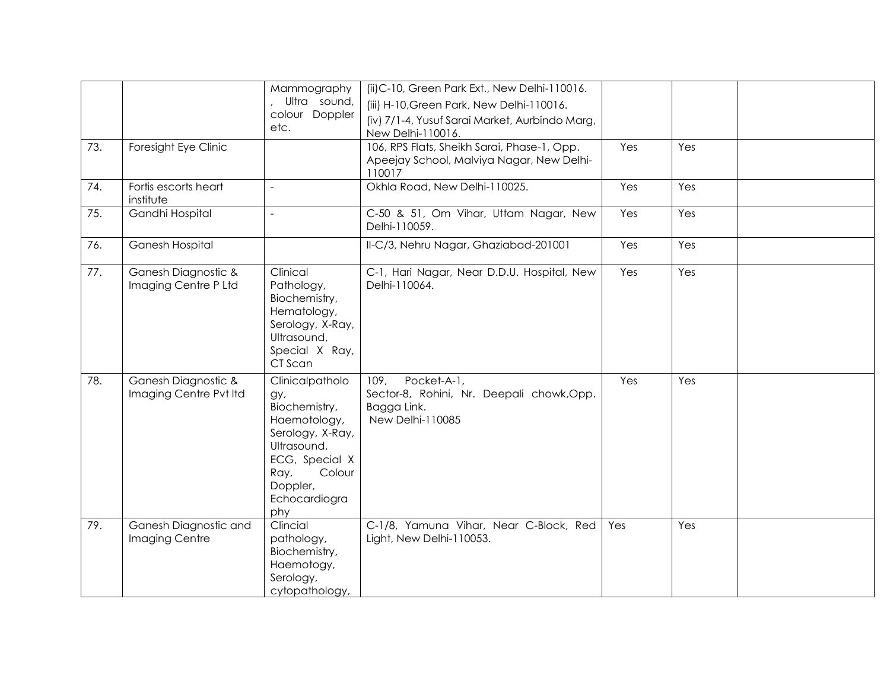| | | | | | | |
|---|---|---|---|---|---|---|
| | | Mammography, Ultra sound, colour Doppler etc. | (ii)C-10, Green Park Ext., New Delhi-110016.<br>(iii) H-10,Green Park, New Delhi-110016.<br>(iv) 7/1-4, Yusuf Sarai Market, Aurbindo Marg, New Delhi-110016. | | | |
| 73. | Foresight Eye Clinic | | 106, RPS Flats, Sheikh Sarai, Phase-1, Opp. Apeejay School, Malviya Nagar, New Delhi-110017 | Yes | Yes | |
| 74. | Fortis escorts heart institute | - | Okhla Road, New Delhi-110025. | Yes | Yes | |
| 75. | Gandhi Hospital | - | C-50 & 51, Om Vihar, Uttam Nagar, New Delhi-110059. | Yes | Yes | |
| 76. | Ganesh Hospital | | II-C/3, Nehru Nagar, Ghaziabad-201001 | Yes | Yes | |
| 77. | Ganesh Diagnostic & Imaging Centre P Ltd | Clinical Pathology, Biochemistry, Hematology, Serology, X-Ray, Ultrasound, Special X Ray, CT Scan | C-1, Hari Nagar, Near D.D.U. Hospital, New Delhi-110064. | Yes | Yes | |
| 78. | Ganesh Diagnostic & Imaging Centre Pvt ltd | Clinicalpathology, Biochemistry, Haemotology, Serology, X-Ray, Ultrasound, ECG, Special X Ray, Colour Doppler, Echocardiography | 109, Pocket-A-1, Sector-8, Rohini, Nr. Deepali chowk,Opp. Bagga Link. New Delhi-110085 | Yes | Yes | |
| 79. | Ganesh Diagnostic and Imaging Centre | Clincial pathology, Biochemistry, Haemotogy, Serology, cytopathology, | C-1/8, Yamuna Vihar, Near C-Block, Red Light, New Delhi-110053. | Yes | Yes | |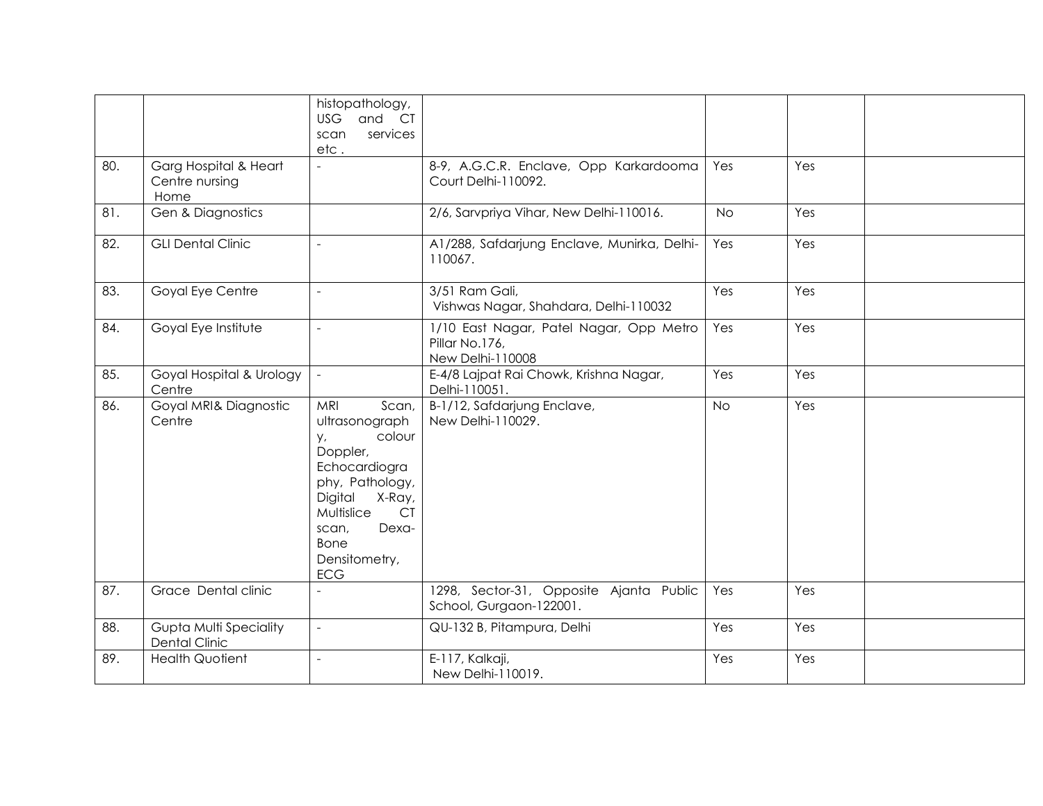| | | histopathology, USG and CT scan services etc . | | | | |
|---|---|---|---|---|---|---|
| 80. | Garg Hospital & Heart Centre nursing Home | - | 8-9, A.G.C.R. Enclave, Opp Karkardooma Court Delhi-110092. | Yes | Yes | |
| 81. | Gen & Diagnostics | | 2/6, Sarvpriya Vihar, New Delhi-110016. | No | Yes | |
| 82. | GLI Dental Clinic | - | A1/288, Safdarjung Enclave, Munirka, Delhi-110067. | Yes | Yes | |
| 83. | Goyal Eye Centre | - | 3/51 Ram Gali, Vishwas Nagar, Shahdara, Delhi-110032 | Yes | Yes | |
| 84. | Goyal Eye Institute | - | 1/10 East Nagar, Patel Nagar, Opp Metro Pillar No.176, New Delhi-110008 | Yes | Yes | |
| 85. | Goyal Hospital & Urology Centre | - | E-4/8 Lajpat Rai Chowk, Krishna Nagar, Delhi-110051. | Yes | Yes | |
| 86. | Goyal MRI& Diagnostic Centre | MRI Scan, ultrasonography, colour Doppler, Echocardiography, Pathology, Digital X-Ray, Multislice CT scan, Dexa-Bone Densitometry, ECG | B-1/12, Safdarjung Enclave, New Delhi-110029. | No | Yes | |
| 87. | Grace Dental clinic | - | 1298, Sector-31, Opposite Ajanta Public School, Gurgaon-122001. | Yes | Yes | |
| 88. | Gupta Multi Speciality Dental Clinic | - | QU-132 B, Pitampura, Delhi | Yes | Yes | |
| 89. | Health Quotient | - | E-117, Kalkaji, New Delhi-110019. | Yes | Yes | |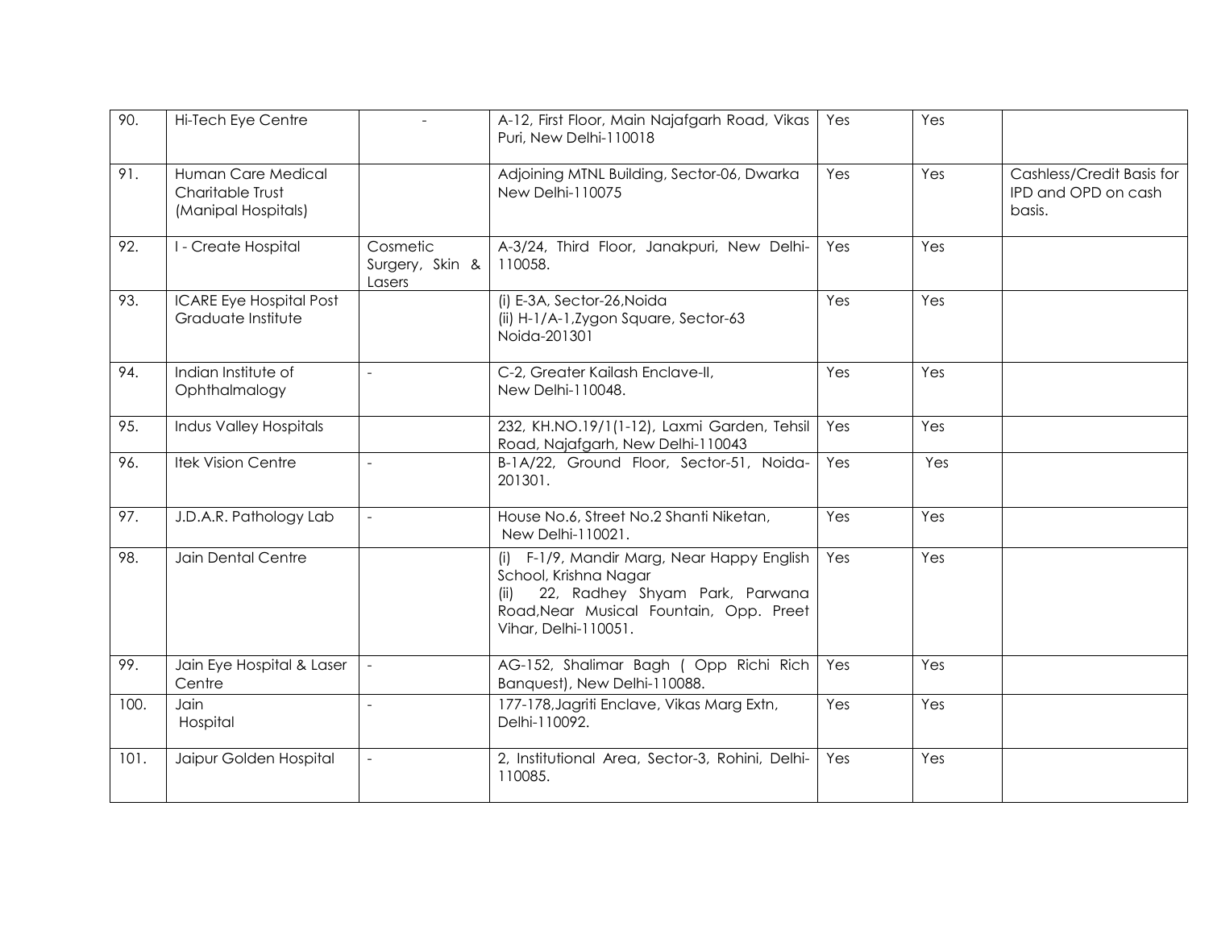| 90. | Hi-Tech Eye Centre | - | A-12, First Floor, Main Najafgarh Road, Vikas Puri, New Delhi-110018 | Yes | Yes | |
|---|---|---|---|---|---|---|
| 91. | Human Care Medical Charitable Trust (Manipal Hospitals) | | Adjoining MTNL Building, Sector-06, Dwarka New Delhi-110075 | Yes | Yes | Cashless/Credit Basis for IPD and OPD on cash basis. |
| 92. | I - Create Hospital | Cosmetic Surgery, Skin & Lasers | A-3/24, Third Floor, Janakpuri, New Delhi-110058. | Yes | Yes | |
| 93. | ICARE Eye Hospital Post Graduate Institute | | (i) E-3A, Sector-26,Noida<br>(ii) H-1/A-1,Zygon Square, Sector-63 Noida-201301 | Yes | Yes | |
| 94. | Indian Institute of Ophthalmalogy | - | C-2, Greater Kailash Enclave-II, New Delhi-110048. | Yes | Yes | |
| 95. | Indus Valley Hospitals | | 232, KH.NO.19/1(1-12), Laxmi Garden, Tehsil Road, Najafgarh, New Delhi-110043 | Yes | Yes | |
| 96. | Itek Vision Centre | - | B-1A/22, Ground Floor, Sector-51, Noida-201301. | Yes | Yes | |
| 97. | J.D.A.R. Pathology Lab | - | House No.6, Street No.2 Shanti Niketan, New Delhi-110021. | Yes | Yes | |
| 98. | Jain Dental Centre | | (i) F-1/9, Mandir Marg, Near Happy English School, Krishna Nagar<br>(ii) 22, Radhey Shyam Park, Parwana Road,Near Musical Fountain, Opp. Preet Vihar, Delhi-110051. | Yes | Yes | |
| 99. | Jain Eye Hospital & Laser Centre | - | AG-152, Shalimar Bagh ( Opp Richi Rich Banquest), New Delhi-110088. | Yes | Yes | |
| 100. | Jain Hospital | - | 177-178,Jagriti Enclave, Vikas Marg Extn, Delhi-110092. | Yes | Yes | |
| 101. | Jaipur Golden Hospital | - | 2, Institutional Area, Sector-3, Rohini, Delhi-110085. | Yes | Yes | |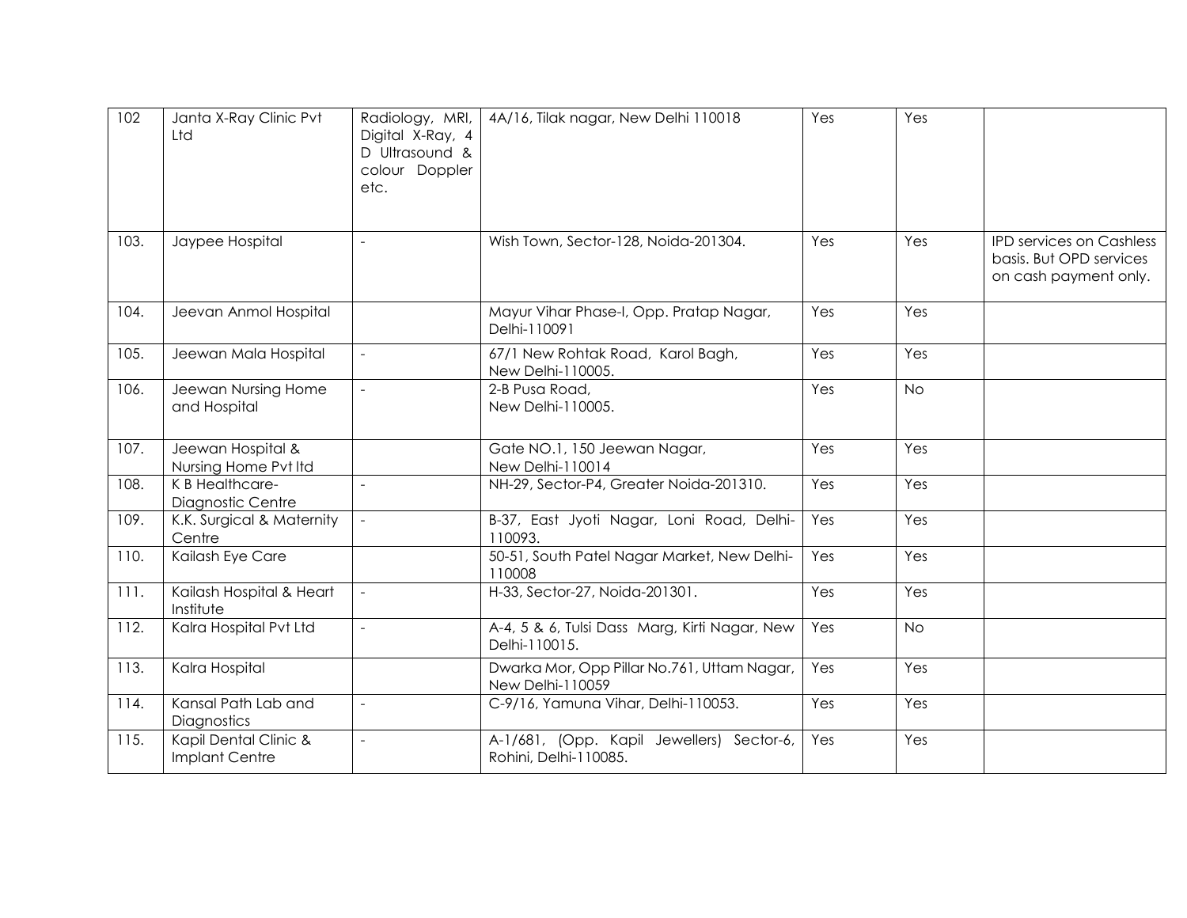| 102 | Janta X-Ray Clinic Pvt Ltd | Radiology, MRI, Digital X-Ray, 4 D Ultrasound & colour Doppler etc. | 4A/16, Tilak nagar, New Delhi 110018 | Yes | Yes | |
|---|---|---|---|---|---|---|
| 103. | Jaypee Hospital | - | Wish Town, Sector-128, Noida-201304. | Yes | Yes | IPD services on Cashless basis. But OPD services on cash payment only. |
| 104. | Jeevan Anmol Hospital | | Mayur Vihar Phase-I, Opp. Pratap Nagar, Delhi-110091 | Yes | Yes | |
| 105. | Jeewan Mala Hospital | - | 67/1 New Rohtak Road, Karol Bagh, New Delhi-110005. | Yes | Yes | |
| 106. | Jeewan Nursing Home and Hospital | - | 2-B Pusa Road, New Delhi-110005. | Yes | No | |
| 107. | Jeewan Hospital & Nursing Home Pvt ltd | | Gate NO.1, 150 Jeewan Nagar, New Delhi-110014 | Yes | Yes | |
| 108. | K B Healthcare-Diagnostic Centre | - | NH-29, Sector-P4, Greater Noida-201310. | Yes | Yes | |
| 109. | K.K. Surgical & Maternity Centre | - | B-37, East Jyoti Nagar, Loni Road, Delhi-110093. | Yes | Yes | |
| 110. | Kailash Eye Care | | 50-51, South Patel Nagar Market, New Delhi-110008 | Yes | Yes | |
| 111. | Kailash Hospital & Heart Institute | - | H-33, Sector-27, Noida-201301. | Yes | Yes | |
| 112. | Kalra Hospital Pvt Ltd | - | A-4, 5 & 6, Tulsi Dass Marg, Kirti Nagar, New Delhi-110015. | Yes | No | |
| 113. | Kalra Hospital | | Dwarka Mor, Opp Pillar No.761, Uttam Nagar, New Delhi-110059 | Yes | Yes | |
| 114. | Kansal Path Lab and Diagnostics | - | C-9/16, Yamuna Vihar, Delhi-110053. | Yes | Yes | |
| 115. | Kapil Dental Clinic & Implant Centre | - | A-1/681, (Opp. Kapil Jewellers) Sector-6, Rohini, Delhi-110085. | Yes | Yes | |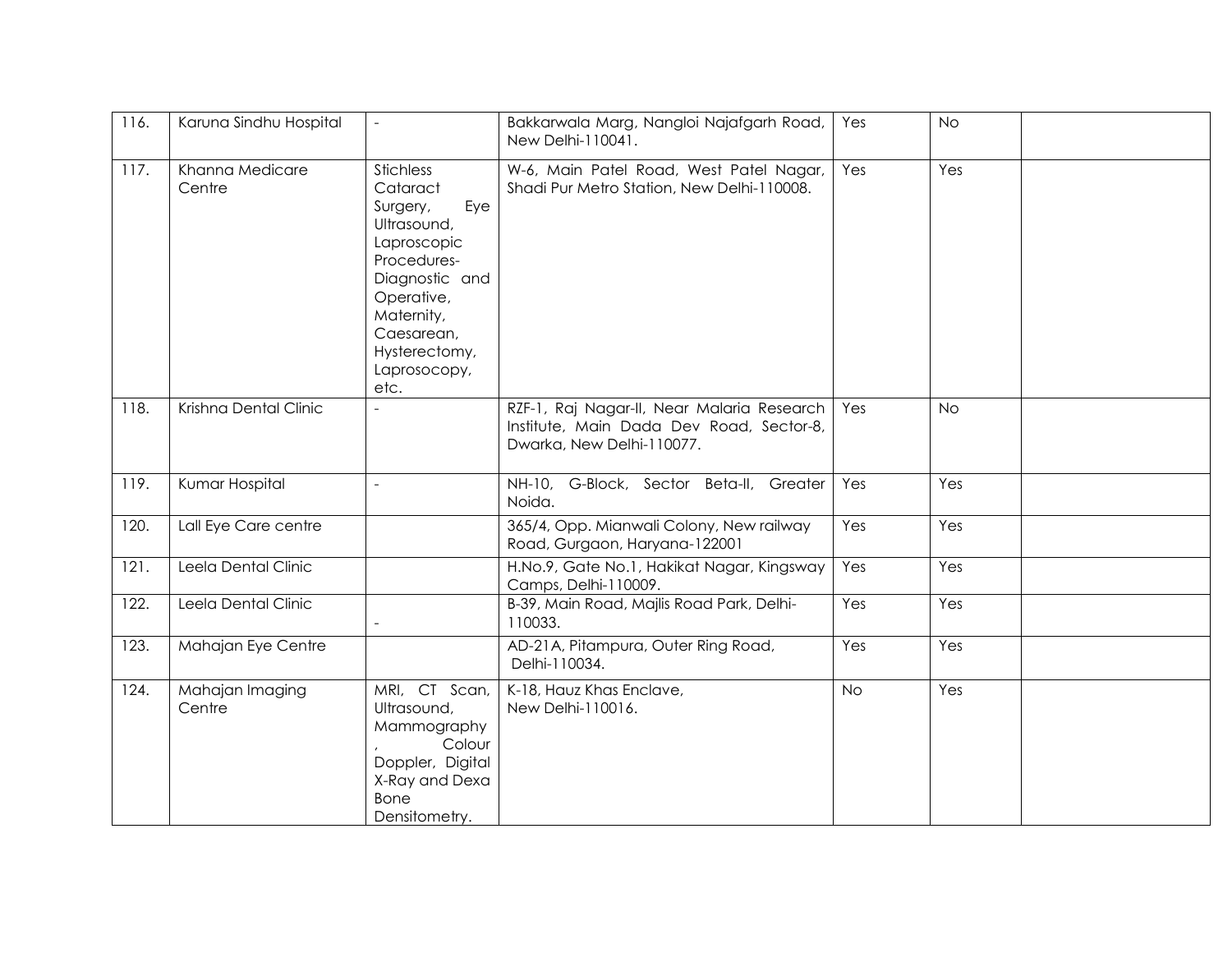| 116. | Karuna Sindhu Hospital | - | Bakkarwala Marg, Nangloi Najafgarh Road, New Delhi-110041. | Yes | No | |
|---|---|---|---|---|---|---|
| 117. | Khanna Medicare Centre | Stichless Cataract Surgery, Eye Ultrasound, Laproscopic Procedures- Diagnostic and Operative, Maternity, Caesarean, Hysterectomy, Laprosocopy, etc. | W-6, Main Patel Road, West Patel Nagar, Shadi Pur Metro Station, New Delhi-110008. | Yes | Yes | |
| 118. | Krishna Dental Clinic | - | RZF-1, Raj Nagar-II, Near Malaria Research Institute, Main Dada Dev Road, Sector-8, Dwarka, New Delhi-110077. | Yes | No | |
| 119. | Kumar Hospital | - | NH-10, G-Block, Sector Beta-II, Greater Noida. | Yes | Yes | |
| 120. | Lall Eye Care centre | | 365/4, Opp. Mianwali Colony, New railway Road, Gurgaon, Haryana-122001 | Yes | Yes | |
| 121. | Leela Dental Clinic | | H.No.9, Gate No.1, Hakikat Nagar, Kingsway Camps, Delhi-110009. | Yes | Yes | |
| 122. | Leela Dental Clinic | - | B-39, Main Road, Majlis Road Park, Delhi-110033. | Yes | Yes | |
| 123. | Mahajan Eye Centre | | AD-21A, Pitampura, Outer Ring Road, Delhi-110034. | Yes | Yes | |
| 124. | Mahajan Imaging Centre | MRI, CT Scan, Ultrasound, Mammography, Colour Doppler, Digital X-Ray and Dexa Bone Densitometry. | K-18, Hauz Khas Enclave, New Delhi-110016. | No | Yes | |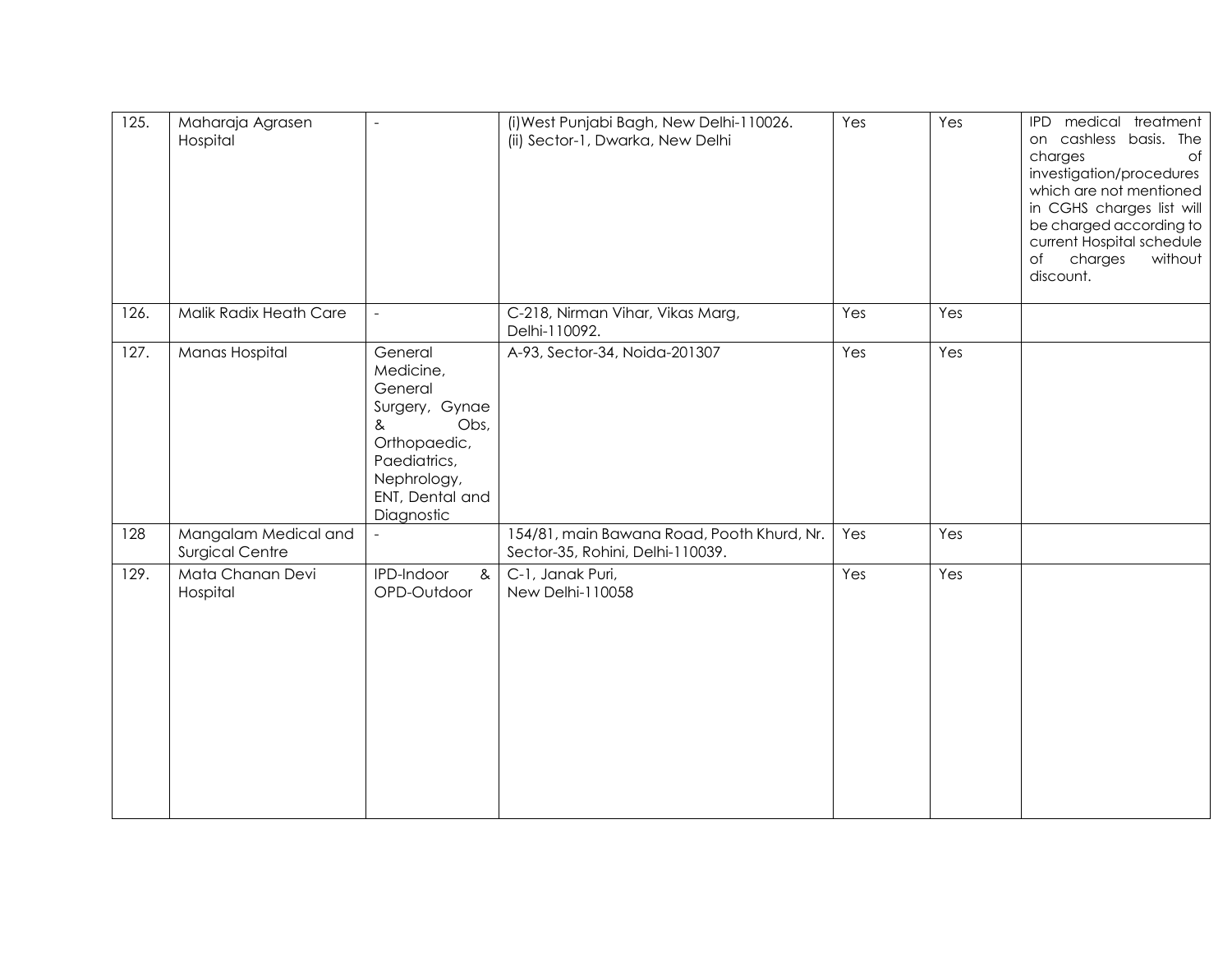| | | | | | | |
|---|---|---|---|---|---|---|
| 125. | Maharaja Agrasen Hospital | - | (i)West Punjabi Bagh, New Delhi-110026.<br>(ii) Sector-1, Dwarka, New Delhi | Yes | Yes | IPD medical treatment on cashless basis. The charges of investigation/procedures which are not mentioned in CGHS charges list will be charged according to current Hospital schedule of charges without discount. |
| 126. | Malik Radix Heath Care | - | C-218, Nirman Vihar, Vikas Marg, Delhi-110092. | Yes | Yes | |
| 127. | Manas Hospital | General Medicine, General Surgery, Gynae & Obs, Orthopaedic, Paediatrics, Nephrology, ENT, Dental and Diagnostic | A-93, Sector-34, Noida-201307 | Yes | Yes | |
| 128 | Mangalam Medical and Surgical Centre | - | 154/81, main Bawana Road, Pooth Khurd, Nr. Sector-35, Rohini, Delhi-110039. | Yes | Yes | |
| 129. | Mata Chanan Devi Hospital | IPD-Indoor & OPD-Outdoor | C-1, Janak Puri, New Delhi-110058 | Yes | Yes | |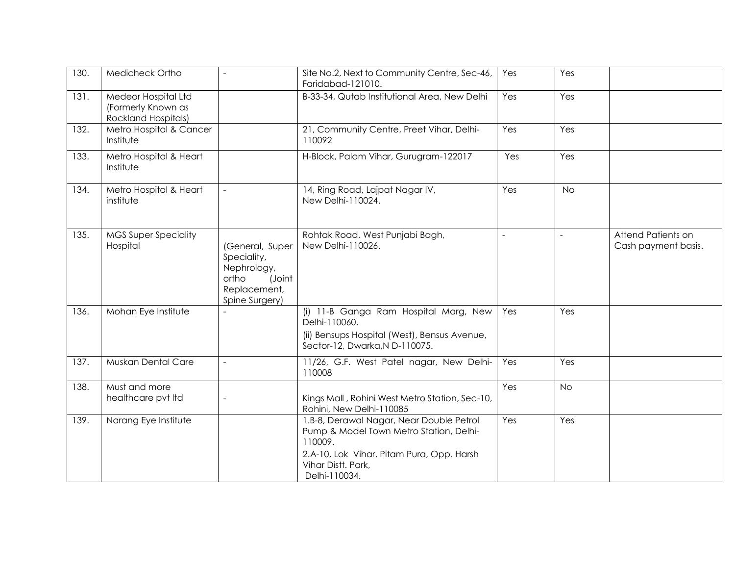| 130. | Medicheck Ortho | - | Site No.2, Next to Community Centre, Sec-46, Faridabad-121010. | Yes | Yes | |
|---|---|---|---|---|---|---|
| 131. | Medeor Hospital Ltd (Formerly Known as Rockland Hospitals) | | B-33-34, Qutab Institutional Area, New Delhi | Yes | Yes | |
| 132. | Metro Hospital & Cancer Institute | | 21, Community Centre, Preet Vihar, Delhi-110092 | Yes | Yes | |
| 133. | Metro Hospital & Heart Institute | | H-Block, Palam Vihar, Gurugram-122017 | Yes | Yes | |
| 134. | Metro Hospital & Heart institute | - | 14, Ring Road, Lajpat Nagar IV, New Delhi-110024. | Yes | No | |
| 135. | MGS Super Speciality Hospital | (General, Super Speciality, Nephrology, ortho (Joint Replacement, Spine Surgery) | Rohtak Road, West Punjabi Bagh, New Delhi-110026. | - | - | Attend Patients on Cash payment basis. |
| 136. | Mohan Eye Institute | - | (i) 11-B Ganga Ram Hospital Marg, New Delhi-110060.<br>(ii) Bensups Hospital (West), Bensus Avenue, Sector-12, Dwarka,N D-110075. | Yes | Yes | |
| 137. | Muskan Dental Care | - | 11/26, G.F. West Patel nagar, New Delhi-110008 | Yes | Yes | |
| 138. | Must and more healthcare pvt ltd | - | Kings Mall , Rohini West Metro Station, Sec-10, Rohini, New Delhi-110085 | Yes | No | |
| 139. | Narang Eye Institute | | 1.B-8, Derawal Nagar, Near Double Petrol Pump & Model Town Metro Station, Delhi-110009.<br>2.A-10, Lok Vihar, Pitam Pura, Opp. Harsh Vihar Distt. Park, Delhi-110034. | Yes | Yes | |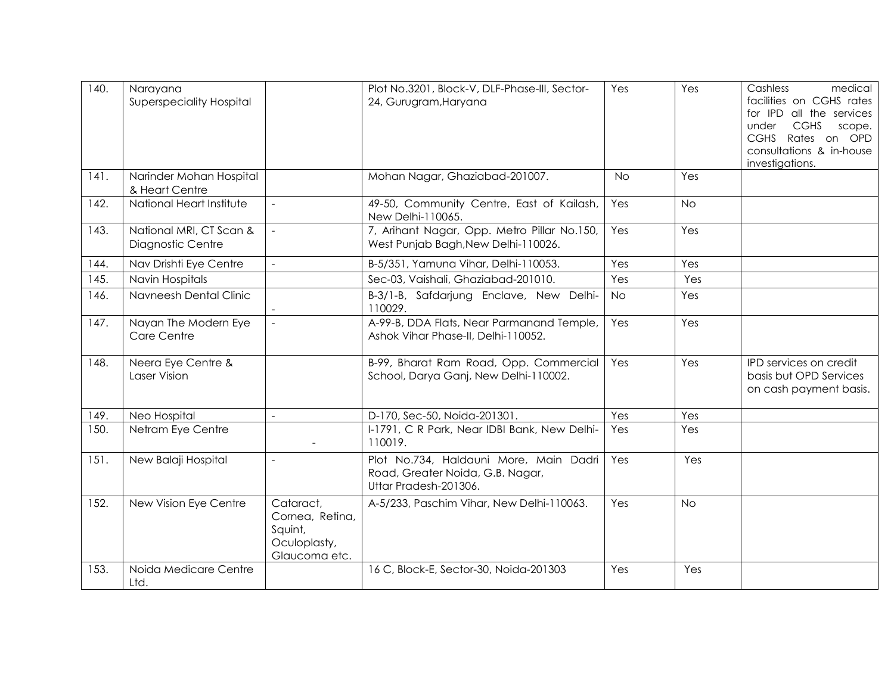| 140. | Narayana Superspeciality Hospital | | Plot No.3201, Block-V, DLF-Phase-III, Sector-24, Gurugram,Haryana | Yes | Yes | Cashless medical facilities on CGHS rates for IPD all the services under CGHS scope. CGHS Rates on OPD consultations & in-house investigations. |
|---|---|---|---|---|---|---|
| 141. | Narinder Mohan Hospital & Heart Centre | | Mohan Nagar, Ghaziabad-201007. | No | Yes | |
| 142. | National Heart Institute | - | 49-50, Community Centre, East of Kailash, New Delhi-110065. | Yes | No | |
| 143. | National MRI, CT Scan & Diagnostic Centre | - | 7, Arihant Nagar, Opp. Metro Pillar No.150, West Punjab Bagh,New Delhi-110026. | Yes | Yes | |
| 144. | Nav Drishti Eye Centre | - | B-5/351, Yamuna Vihar, Delhi-110053. | Yes | Yes | |
| 145. | Navin Hospitals | | Sec-03, Vaishali, Ghaziabad-201010. | Yes | Yes | |
| 146. | Navneesh Dental Clinic | - | B-3/1-B, Safdarjung Enclave, New Delhi-110029. | No | Yes | |
| 147. | Nayan The Modern Eye Care Centre | - | A-99-B, DDA Flats, Near Parmanand Temple, Ashok Vihar Phase-II, Delhi-110052. | Yes | Yes | |
| 148. | Neera Eye Centre & Laser Vision | | B-99, Bharat Ram Road, Opp. Commercial School, Darya Ganj, New Delhi-110002. | Yes | Yes | IPD services on credit basis but OPD Services on cash payment basis. |
| 149. | Neo Hospital | - | D-170, Sec-50, Noida-201301. | Yes | Yes | |
| 150. | Netram Eye Centre | - | I-1791, C R Park, Near IDBI Bank, New Delhi-110019. | Yes | Yes | |
| 151. | New Balaji Hospital | - | Plot No.734, Haldauni More, Main Dadri Road, Greater Noida, G.B. Nagar, Uttar Pradesh-201306. | Yes | Yes | |
| 152. | New Vision Eye Centre | Cataract, Cornea, Retina, Squint, Oculoplasty, Glaucoma etc. | A-5/233, Paschim Vihar, New Delhi-110063. | Yes | No | |
| 153. | Noida Medicare Centre Ltd. | | 16 C, Block-E, Sector-30, Noida-201303 | Yes | Yes | |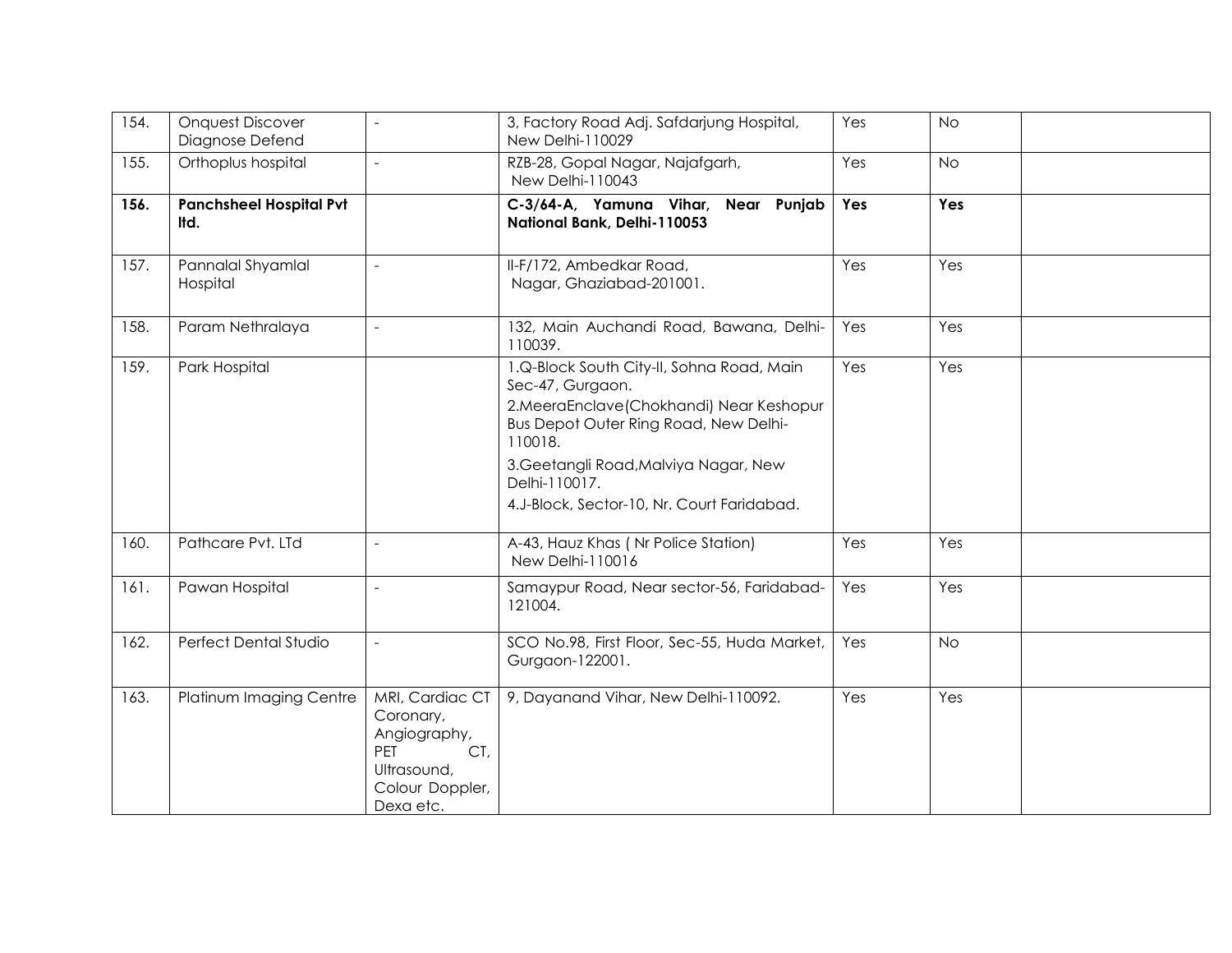| 154. | Onquest Discover Diagnose Defend | - | 3, Factory Road Adj. Safdarjung Hospital, New Delhi-110029 | Yes | No | |
|---|---|---|---|---|---|---|
| 155. | Orthoplus hospital | - | RZB-28, Gopal Nagar, Najafgarh, New Delhi-110043 | Yes | No | |
| **156.** | **Panchsheel Hospital Pvt ltd.** | | **C-3/64-A, Yamuna Vihar, Near Punjab National Bank, Delhi-110053** | **Yes** | **Yes** | |
| 157. | Pannalal Shyamlal Hospital | - | II-F/172, Ambedkar Road, Nagar, Ghaziabad-201001. | Yes | Yes | |
| 158. | Param Nethralaya | - | 132, Main Auchandi Road, Bawana, Delhi-110039. | Yes | Yes | |
| 159. | Park Hospital | | 1.Q-Block South City-II, Sohna Road, Main Sec-47, Gurgaon.<br>2.MeeraEnclave(Chokhandi) Near Keshopur Bus Depot Outer Ring Road, New Delhi-110018.<br>3.Geetangli Road,Malviya Nagar, New Delhi-110017.<br>4.J-Block, Sector-10, Nr. Court Faridabad. | Yes | Yes | |
| 160. | Pathcare Pvt. LTd | - | A-43, Hauz Khas ( Nr Police Station) New Delhi-110016 | Yes | Yes | |
| 161. | Pawan Hospital | - | Samaypur Road, Near sector-56, Faridabad-121004. | Yes | Yes | |
| 162. | Perfect Dental Studio | - | SCO No.98, First Floor, Sec-55, Huda Market, Gurgaon-122001. | Yes | No | |
| 163. | Platinum Imaging Centre | MRI, Cardiac CT Coronary, Angiography, PET CT, Ultrasound, Colour Doppler, Dexa etc. | 9, Dayanand Vihar, New Delhi-110092. | Yes | Yes | |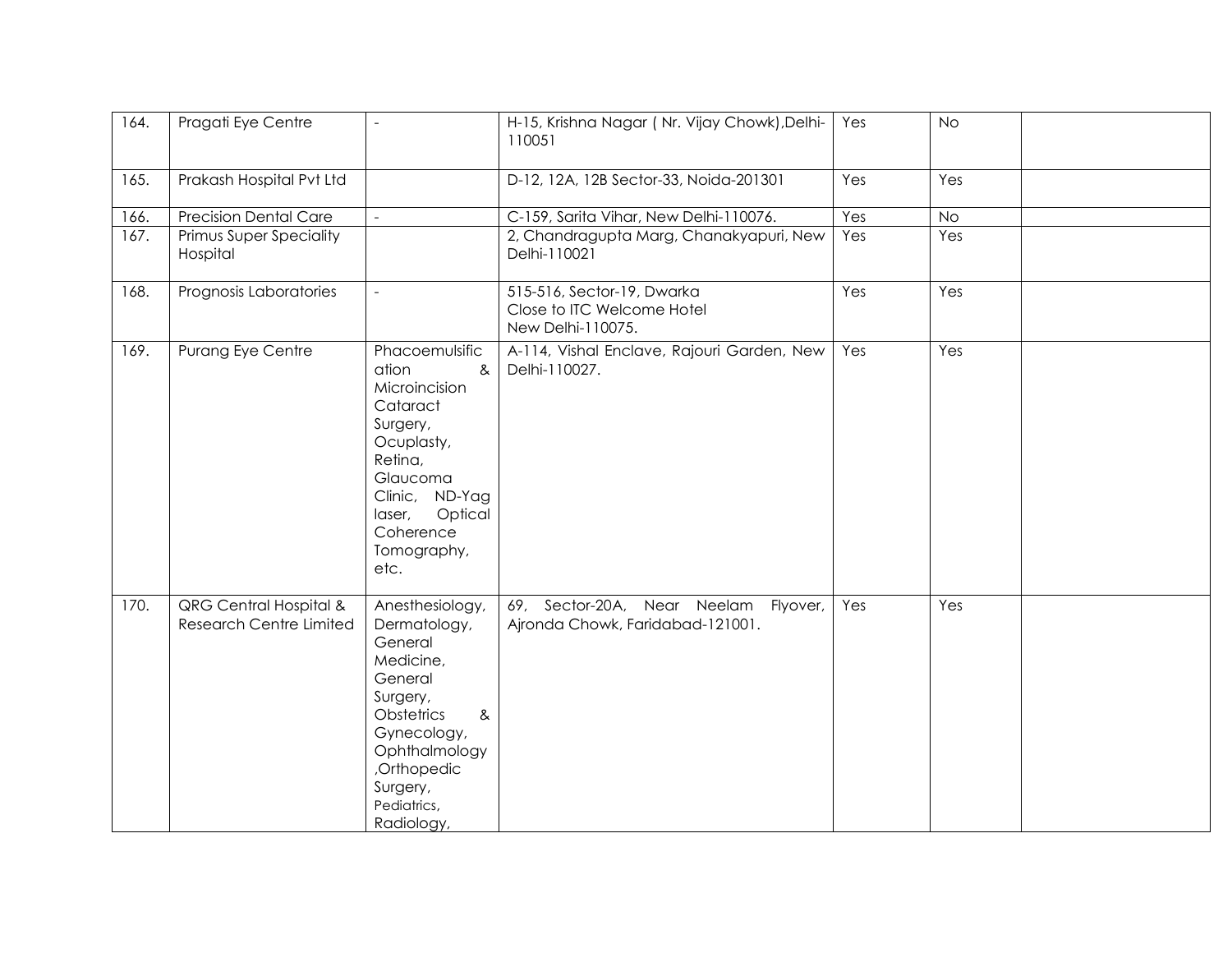| | | | | | | |
|---|---|---|---|---|---|---|
| 164. | Pragati Eye Centre | - | H-15, Krishna Nagar ( Nr. Vijay Chowk),Delhi-110051 | Yes | No | |
| 165. | Prakash Hospital Pvt Ltd | | D-12, 12A, 12B Sector-33, Noida-201301 | Yes | Yes | |
| 166. | Precision Dental Care | - | C-159, Sarita Vihar, New Delhi-110076. | Yes | No | |
| 167. | Primus Super Speciality Hospital | | 2, Chandragupta Marg, Chanakyapuri, New Delhi-110021 | Yes | Yes | |
| 168. | Prognosis Laboratories | - | 515-516, Sector-19, Dwarka Close to ITC Welcome Hotel New Delhi-110075. | Yes | Yes | |
| 169. | Purang Eye Centre | Phacoemulsification & Microincision Cataract Surgery, Ocuplasty, Retina, Glaucoma Clinic, ND-Yag laser, Optical Coherence Tomography, etc. | A-114, Vishal Enclave, Rajouri Garden, New Delhi-110027. | Yes | Yes | |
| 170. | QRG Central Hospital & Research Centre Limited | Anesthesiology, Dermatology, General Medicine, General Surgery, Obstetrics & Gynecology, Ophthalmology ,Orthopedic Surgery, Pediatrics, Radiology, | 69, Sector-20A, Near Neelam Flyover, Ajronda Chowk, Faridabad-121001. | Yes | Yes | |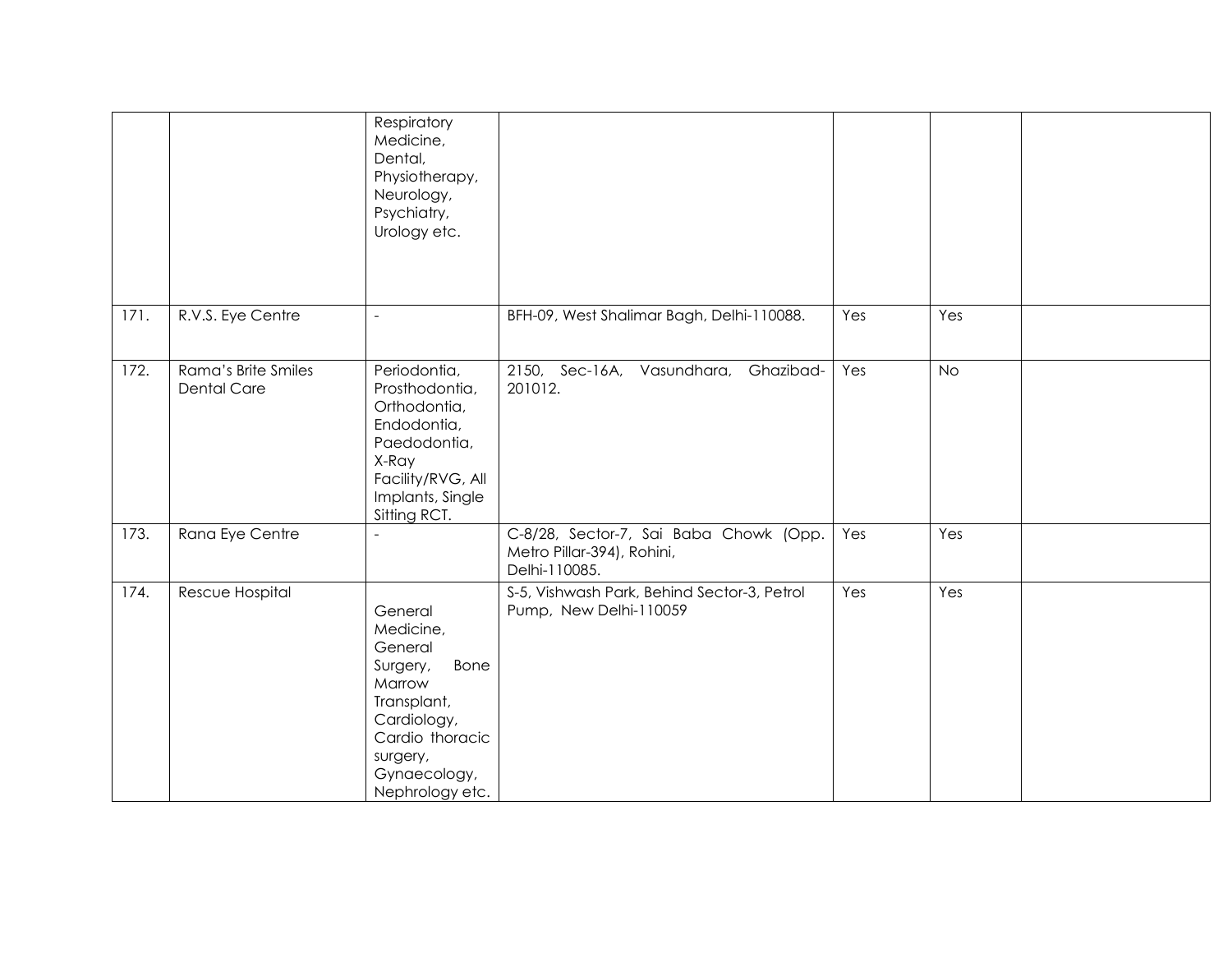| | | | | | | |
|---|---|---|---|---|---|---|
| | | Respiratory Medicine, Dental, Physiotherapy, Neurology, Psychiatry, Urology etc. | | | | |
| 171. | R.V.S. Eye Centre | - | BFH-09, West Shalimar Bagh, Delhi-110088. | Yes | Yes | |
| 172. | Rama's Brite Smiles Dental Care | Periodontia, Prosthodontia, Orthodontia, Endodontia, Paedodontia, X-Ray Facility/RVG, All Implants, Single Sitting RCT. | 2150, Sec-16A, Vasundhara, Ghazibad-201012. | Yes | No | |
| 173. | Rana Eye Centre | - | C-8/28, Sector-7, Sai Baba Chowk (Opp. Metro Pillar-394), Rohini, Delhi-110085. | Yes | Yes | |
| 174. | Rescue Hospital | General Medicine, General Surgery, Bone Marrow Transplant, Cardiology, Cardio thoracic surgery, Gynaecology, Nephrology etc. | S-5, Vishwash Park, Behind Sector-3, Petrol Pump, New Delhi-110059 | Yes | Yes | |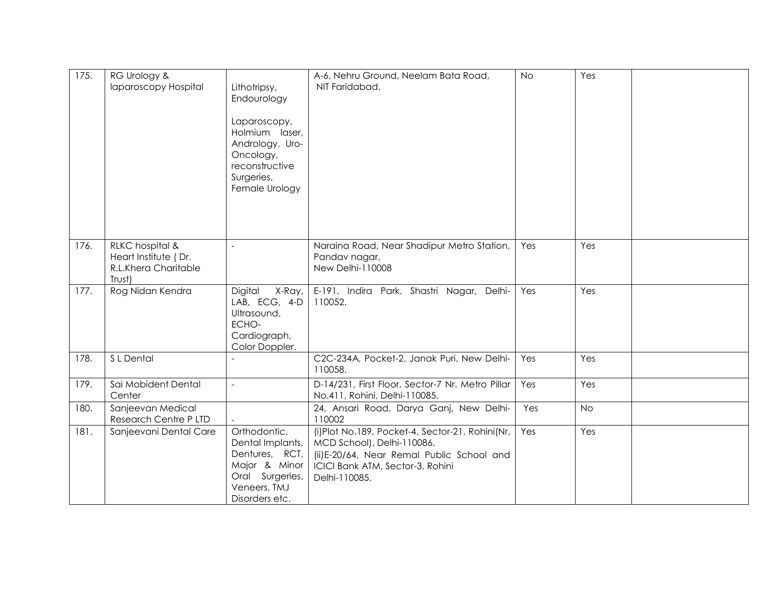| 175. | RG Urology & laparoscopy Hospital | Lithotripsy, Endourology<br><br>Laparoscopy, Holmium laser, Andrology, Uro-Oncology, reconstructive Surgeries, Female Urology | A-6, Nehru Ground, Neelam Bata Road, NIT Faridabad. | No | Yes | |
|---|---|---|---|---|---|---|
| 176. | RLKC hospital & Heart Institute ( Dr. R.L.Khera Charitable Trust) | - | Naraina Road, Near Shadipur Metro Station, Pandav nagar, New Delhi-110008 | Yes | Yes | |
| 177. | Rog Nidan Kendra | Digital X-Ray, LAB, ECG, 4-D Ultrasound, ECHO-Cardiograph, Color Doppler. | E-191, Indira Park, Shastri Nagar, Delhi-110052. | Yes | Yes | |
| 178. | S L Dental | - | C2C-234A, Pocket-2, Janak Puri, New Delhi-110058. | Yes | Yes | |
| 179. | Sai Mobident Dental Center | - | D-14/231, First Floor, Sector-7 Nr. Metro Pillar No.411, Rohini, Delhi-110085. | Yes | Yes | |
| 180. | Sanjeevan Medical Research Centre P LTD | - | 24, Ansari Road, Darya Ganj, New Delhi-110002 | Yes | No | |
| 181. | Sanjeevani Dental Care | Orthodontic, Dental Implants, Dentures, RCT, Major & Minor Oral Surgeries, Veneers, TMJ Disorders etc. | (i)Plot No.189, Pocket-4, Sector-21, Rohini(Nr, MCD School), Delhi-110086.<br>(ii)E-20/64, Near Remal Public School and ICICI Bank ATM, Sector-3, Rohini Delhi-110085. | Yes | Yes | |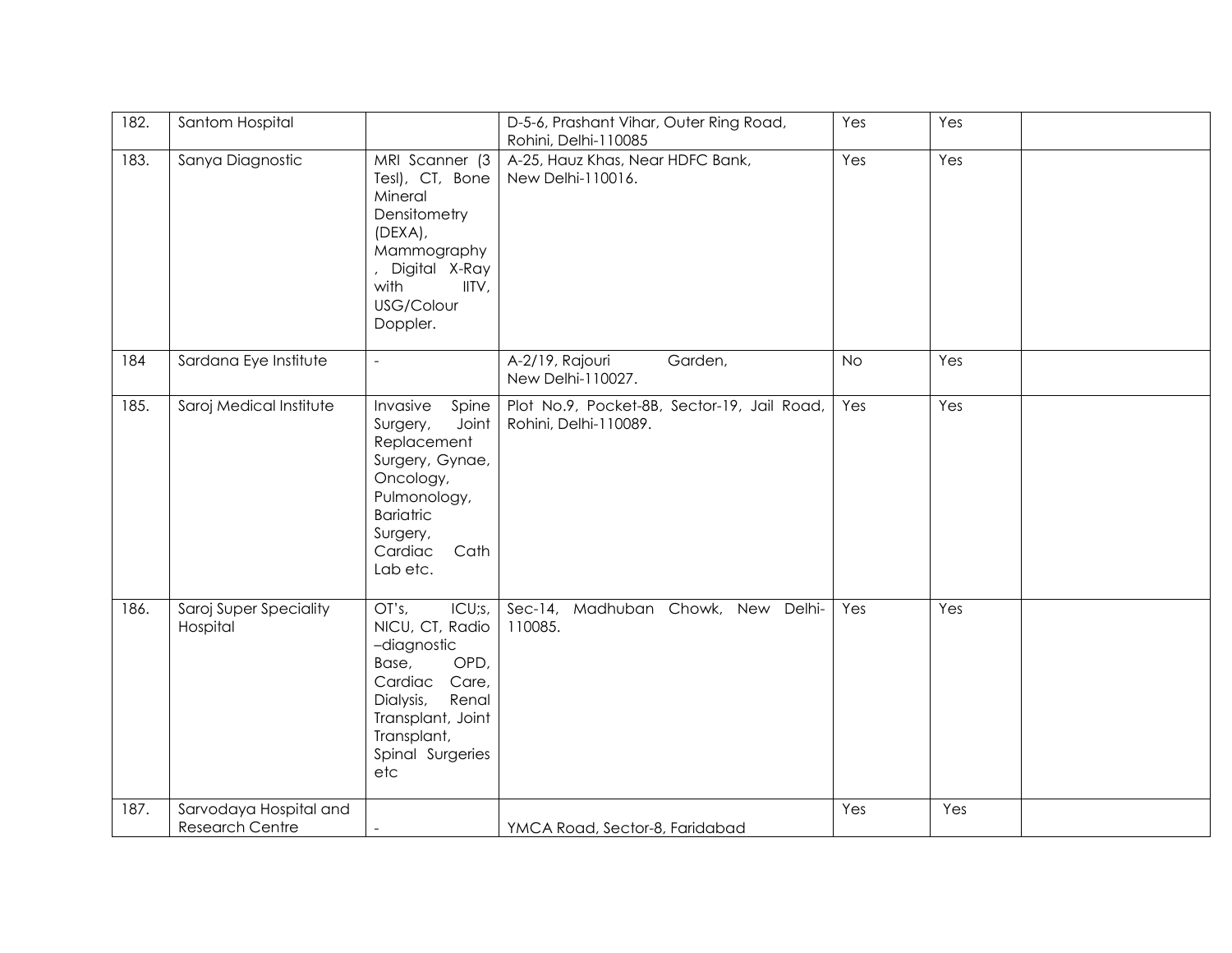| 182. | Santom Hospital | | D-5-6, Prashant Vihar, Outer Ring Road, Rohini, Delhi-110085 | Yes | Yes | |
|---|---|---|---|---|---|---|
| 183. | Sanya Diagnostic | MRI Scanner (3 Tesl), CT, Bone Mineral Densitometry (DEXA), Mammography, Digital X-Ray with IITV, USG/Colour Doppler. | A-25, Hauz Khas, Near HDFC Bank, New Delhi-110016. | Yes | Yes | |
| 184 | Sardana Eye Institute | - | A-2/19, Rajouri Garden, New Delhi-110027. | No | Yes | |
| 185. | Saroj Medical Institute | Invasive Spine Surgery, Joint Replacement Surgery, Gynae, Oncology, Pulmonology, Bariatric Surgery, Cardiac Cath Lab etc. | Plot No.9, Pocket-8B, Sector-19, Jail Road, Rohini, Delhi-110089. | Yes | Yes | |
| 186. | Saroj Super Speciality Hospital | OT's, ICU;s, NICU, CT, Radio –diagnostic Base, OPD, Cardiac Care, Dialysis, Renal Transplant, Joint Transplant, Spinal Surgeries etc | Sec-14, Madhuban Chowk, New Delhi-110085. | Yes | Yes | |
| 187. | Sarvodaya Hospital and Research Centre | - | YMCA Road, Sector-8, Faridabad | Yes | Yes | |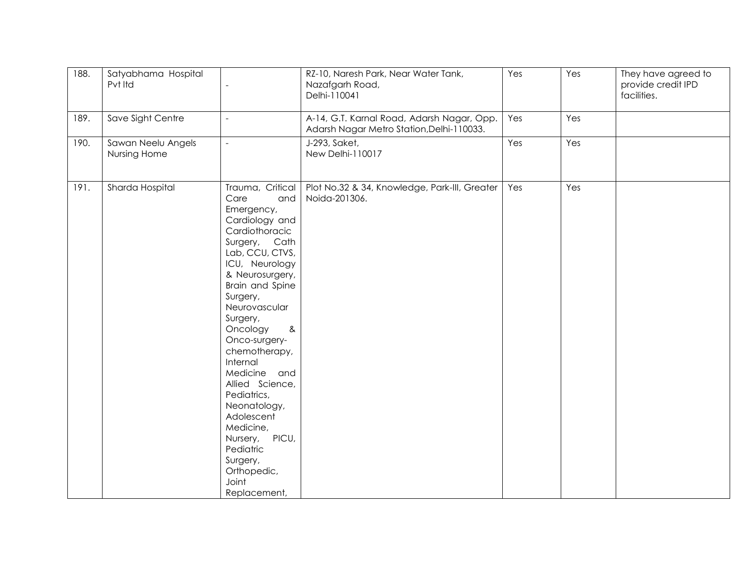| 188. | Satyabhama Hospital Pvt ltd | - | RZ-10, Naresh Park, Near Water Tank, Nazafgarh Road, Delhi-110041 | Yes | Yes | They have agreed to provide credit IPD facilities. |
|---|---|---|---|---|---|---|
| 189. | Save Sight Centre | - | A-14, G.T. Karnal Road, Adarsh Nagar, Opp. Adarsh Nagar Metro Station,Delhi-110033. | Yes | Yes | |
| 190. | Sawan Neelu Angels Nursing Home | - | J-293, Saket, New Delhi-110017 | Yes | Yes | |
| 191. | Sharda Hospital | Trauma, Critical Care and Emergency, Cardiology and Cardiothoracic Surgery, Cath Lab, CCU, CTVS, ICU, Neurology & Neurosurgery, Brain and Spine Surgery, Neurovascular Surgery, Oncology & Onco-surgery-chemotherapy, Internal Medicine and Allied Science, Pediatrics, Neonatology, Adolescent Medicine, Nursery, PICU, Pediatric Surgery, Orthopedic, Joint Replacement, | Plot No.32 & 34, Knowledge, Park-III, Greater Noida-201306. | Yes | Yes | |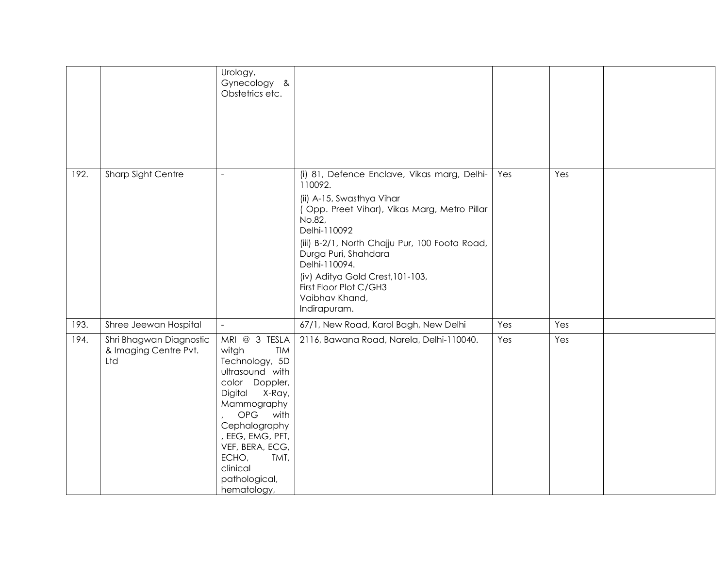|  |  |  |  |  |  |  |
|---|---|---|---|---|---|---|
|  |  | Urology, Gynecology & Obstetrics etc. |  |  |  |  |
| 192. | Sharp Sight Centre | - | (i) 81, Defence Enclave, Vikas marg, Delhi-110092.<br>(ii) A-15, Swasthya Vihar ( Opp. Preet Vihar), Vikas Marg, Metro Pillar No.82, Delhi-110092<br>(iii) B-2/1, North Chajju Pur, 100 Foota Road, Durga Puri, Shahdara Delhi-110094.<br>(iv) Aditya Gold Crest,101-103, First Floor Plot C/GH3 Vaibhav Khand, Indirapuram. | Yes | Yes |  |
| 193. | Shree Jeewan Hospital | - | 67/1, New Road, Karol Bagh, New Delhi | Yes | Yes |  |
| 194. | Shri Bhagwan Diagnostic & Imaging Centre Pvt. Ltd | MRI @ 3 TESLA witgh TIM Technology, 5D ultrasound with color Doppler, Digital X-Ray, Mammography , OPG with Cephalography , EEG, EMG, PFT, VEF, BERA, ECG, ECHO, TMT, clinical pathological, hematology, | 2116, Bawana Road, Narela, Delhi-110040. | Yes | Yes |  |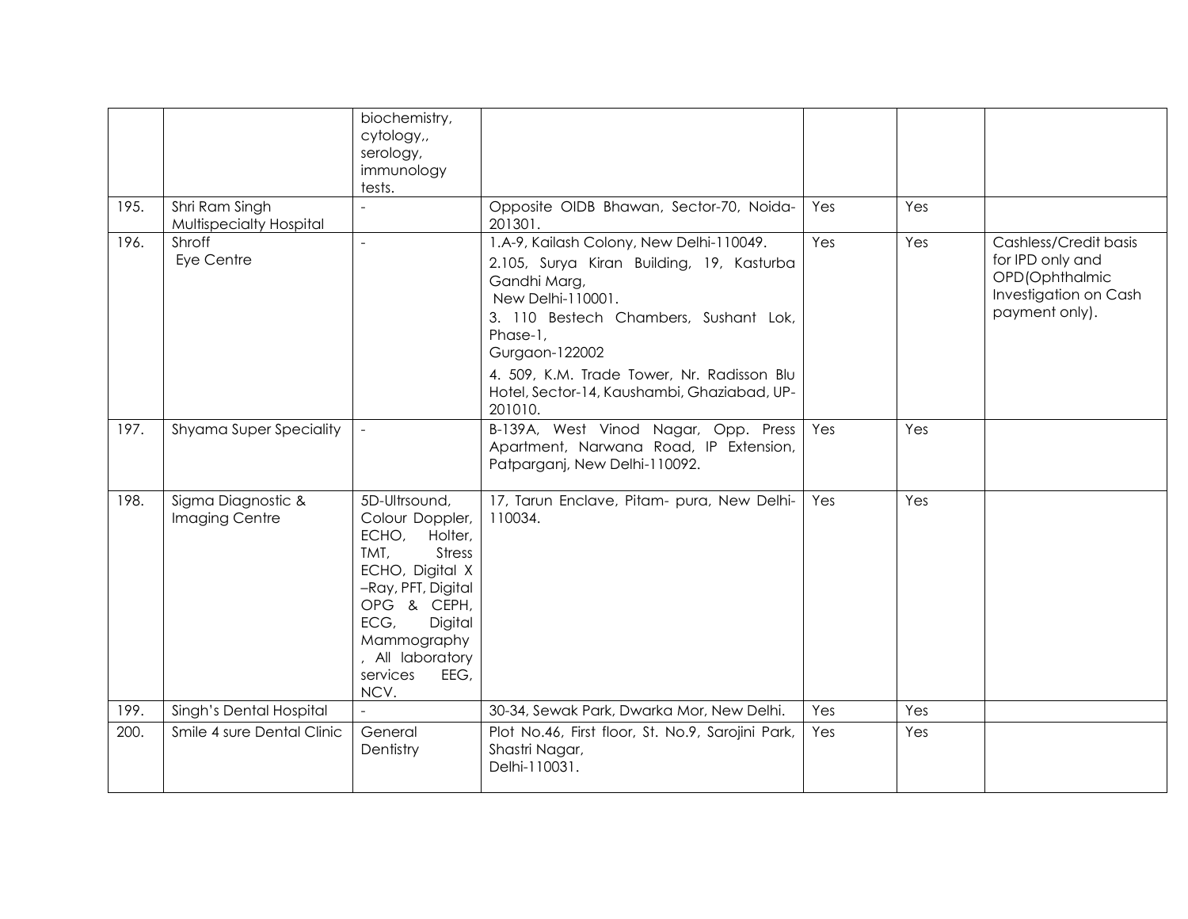| | | | | | | |
|---|---|---|---|---|---|---|
| | | biochemistry, cytology,, serology, immunology tests. | | | | |
| 195. | Shri Ram Singh Multispecialty Hospital | - | Opposite OIDB Bhawan, Sector-70, Noida-201301. | Yes | Yes | |
| 196. | Shroff Eye Centre | - | 1.A-9, Kailash Colony, New Delhi-110049.<br>2.105, Surya Kiran Building, 19, Kasturba Gandhi Marg, New Delhi-110001.<br>3. 110 Bestech Chambers, Sushant Lok, Phase-1, Gurgaon-122002<br>4. 509, K.M. Trade Tower, Nr. Radisson Blu Hotel, Sector-14, Kaushambi, Ghaziabad, UP-201010. | Yes | Yes | Cashless/Credit basis for IPD only and OPD(Ophthalmic Investigation on Cash payment only). |
| 197. | Shyama Super Speciality | - | B-139A, West Vinod Nagar, Opp. Press Apartment, Narwana Road, IP Extension, Patparganj, New Delhi-110092. | Yes | Yes | |
| 198. | Sigma Diagnostic & Imaging Centre | 5D-Ultrsound, Colour Doppler, ECHO, Holter, TMT, Stress ECHO, Digital X –Ray, PFT, Digital OPG & CEPH, ECG, Digital Mammography , All laboratory services EEG, NCV. | 17, Tarun Enclave, Pitam- pura, New Delhi-110034. | Yes | Yes | |
| 199. | Singh's Dental Hospital | - | 30-34, Sewak Park, Dwarka Mor, New Delhi. | Yes | Yes | |
| 200. | Smile 4 sure Dental Clinic | General Dentistry | Plot No.46, First floor, St. No.9, Sarojini Park, Shastri Nagar, Delhi-110031. | Yes | Yes | |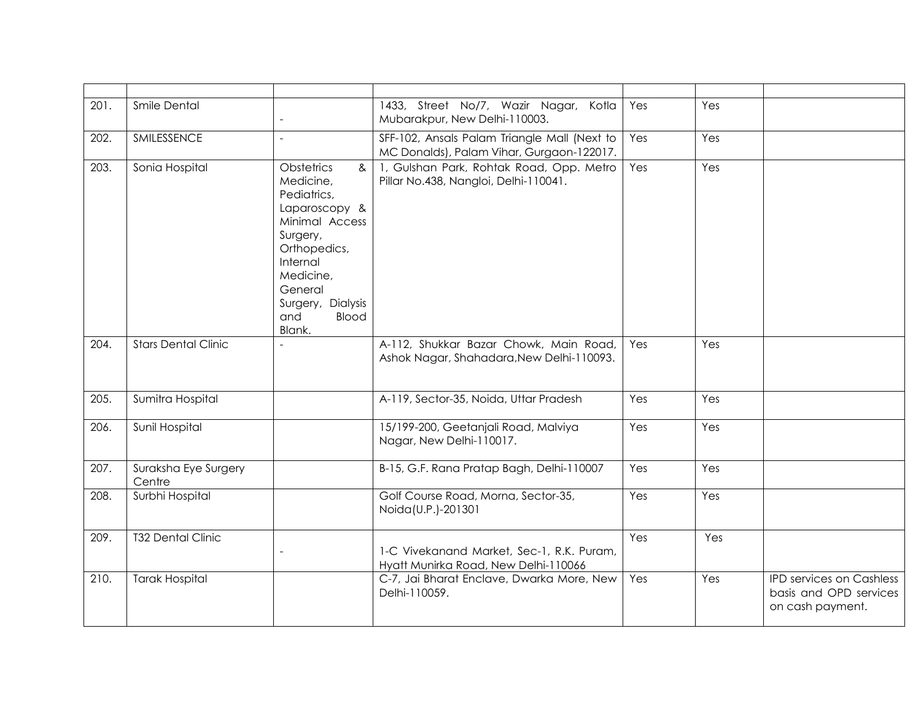| | | | | | | |
|---|---|---|---|---|---|---|
| 201. | Smile Dental | - | 1433, Street No/7, Wazir Nagar, Kotla Mubarakpur, New Delhi-110003. | Yes | Yes | |
| 202. | SMILESSENCE | - | SFF-102, Ansals Palam Triangle Mall (Next to MC Donalds), Palam Vihar, Gurgaon-122017. | Yes | Yes | |
| 203. | Sonia Hospital | Obstetrics & Medicine, Pediatrics, Laparoscopy & Minimal Access Surgery, Orthopedics, Internal Medicine, General Surgery, Dialysis and Blood Blank. | 1, Gulshan Park, Rohtak Road, Opp. Metro Pillar No.438, Nangloi, Delhi-110041. | Yes | Yes | |
| 204. | Stars Dental Clinic | - | A-112, Shukkar Bazar Chowk, Main Road, Ashok Nagar, Shahadara,New Delhi-110093. | Yes | Yes | |
| 205. | Sumitra Hospital | | A-119, Sector-35, Noida, Uttar Pradesh | Yes | Yes | |
| 206. | Sunil Hospital | | 15/199-200, Geetanjali Road, Malviya Nagar, New Delhi-110017. | Yes | Yes | |
| 207. | Suraksha Eye Surgery Centre | | B-15, G.F. Rana Pratap Bagh, Delhi-110007 | Yes | Yes | |
| 208. | Surbhi Hospital | | Golf Course Road, Morna, Sector-35, Noida(U.P.)-201301 | Yes | Yes | |
| 209. | T32 Dental Clinic | - | 1-C Vivekanand Market, Sec-1, R.K. Puram, Hyatt Munirka Road, New Delhi-110066 | Yes | Yes | |
| 210. | Tarak Hospital | | C-7, Jai Bharat Enclave, Dwarka More, New Delhi-110059. | Yes | Yes | IPD services on Cashless basis and OPD services on cash payment. |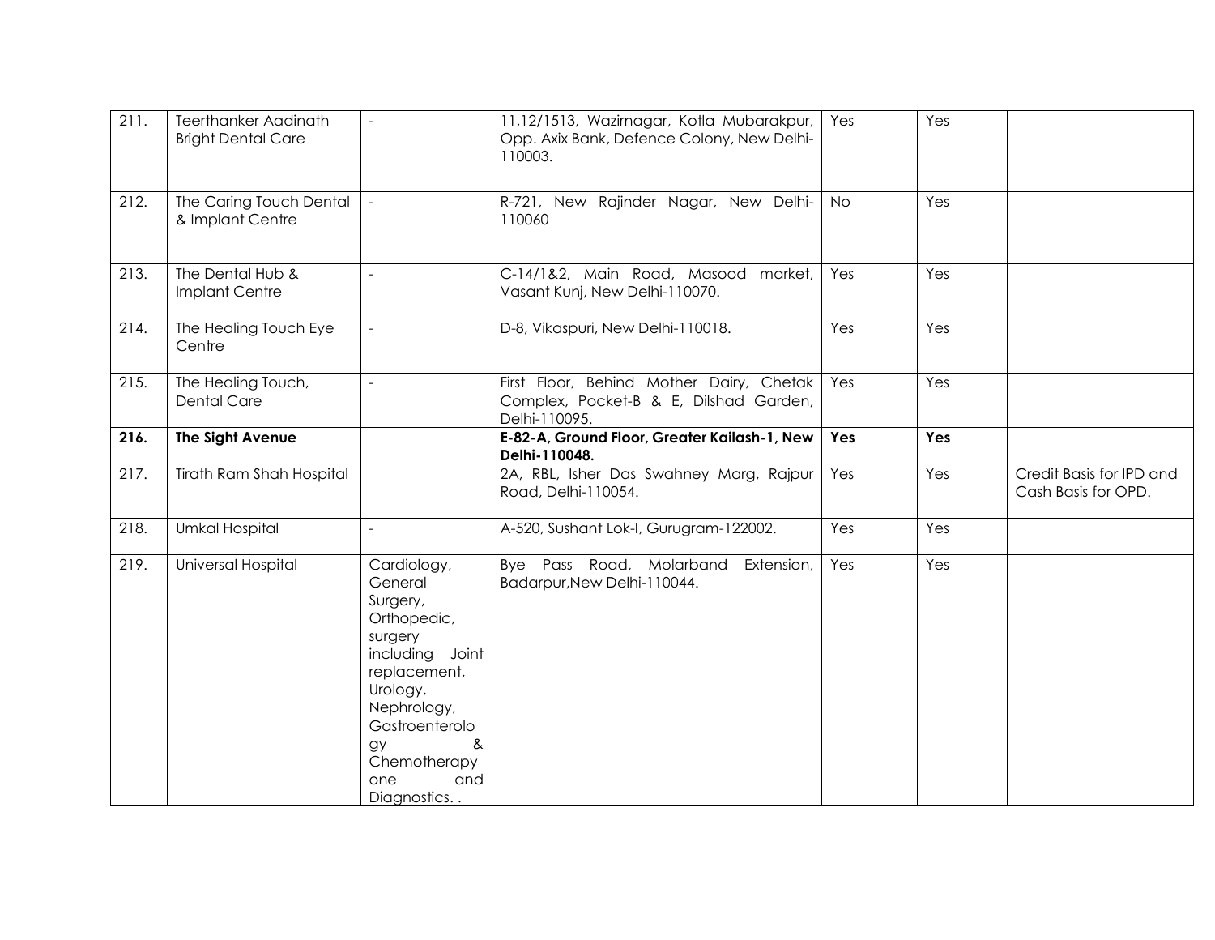| 211. | Teerthanker Aadinath Bright Dental Care | - | 11,12/1513, Wazirnagar, Kotla Mubarakpur, Opp. Axix Bank, Defence Colony, New Delhi-110003. | Yes | Yes | |
|---|---|---|---|---|---|---|
| 212. | The Caring Touch Dental & Implant Centre | - | R-721, New Rajinder Nagar, New Delhi-110060 | No | Yes | |
| 213. | The Dental Hub & Implant Centre | - | C-14/1&2, Main Road, Masood market, Vasant Kunj, New Delhi-110070. | Yes | Yes | |
| 214. | The Healing Touch Eye Centre | - | D-8, Vikaspuri, New Delhi-110018. | Yes | Yes | |
| 215. | The Healing Touch, Dental Care | - | First Floor, Behind Mother Dairy, Chetak Complex, Pocket-B & E, Dilshad Garden, Delhi-110095. | Yes | Yes | |
| **216.** | **The Sight Avenue** | | **E-82-A, Ground Floor, Greater Kailash-1, New Delhi-110048.** | **Yes** | **Yes** | |
| 217. | Tirath Ram Shah Hospital | | 2A, RBL, Isher Das Swahney Marg, Rajpur Road, Delhi-110054. | Yes | Yes | Credit Basis for IPD and Cash Basis for OPD. |
| 218. | Umkal Hospital | - | A-520, Sushant Lok-I, Gurugram-122002. | Yes | Yes | |
| 219. | Universal Hospital | Cardiology, General Surgery, Orthopedic, surgery including Joint replacement, Urology, Nephrology, Gastroenterology & Chemotherapy one and Diagnostics. . | Bye Pass Road, Molarband Extension, Badarpur,New Delhi-110044. | Yes | Yes | |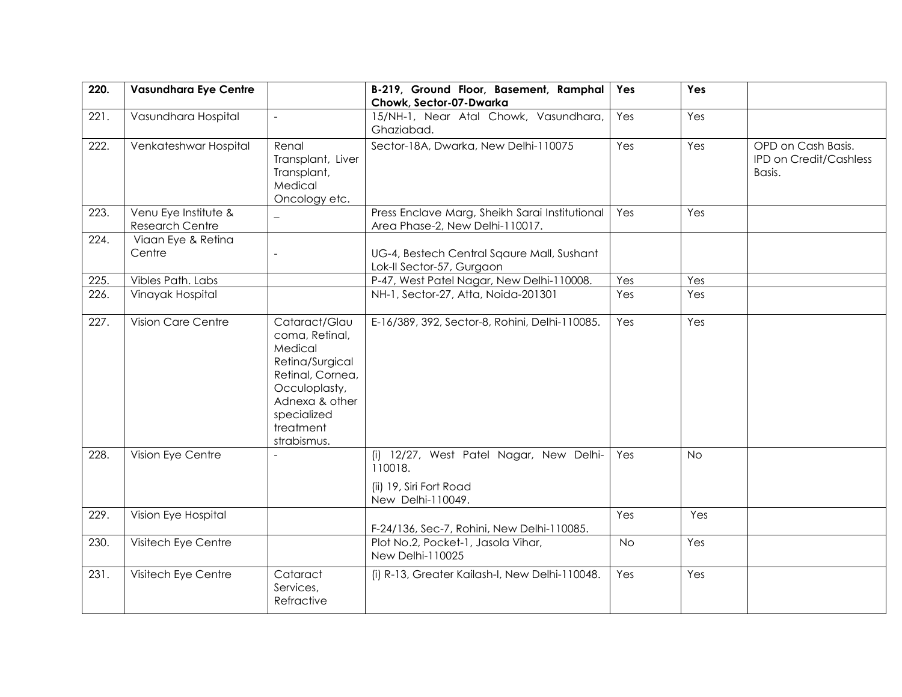| 220. | **Vasundhara Eye Centre** | | **B-219, Ground Floor, Basement, Ramphal Chowk, Sector-07-Dwarka** | **Yes** | **Yes** | |
|---|---|---|---|---|---|---|
| 221. | Vasundhara Hospital | - | 15/NH-1, Near Atal Chowk, Vasundhara, Ghaziabad. | Yes | Yes | |
| 222. | Venkateshwar Hospital | Renal Transplant, Liver Transplant, Medical Oncology etc. | Sector-18A, Dwarka, New Delhi-110075 | Yes | Yes | OPD on Cash Basis. IPD on Credit/Cashless Basis. |
| 223. | Venu Eye Institute & Research Centre | _ | Press Enclave Marg, Sheikh Sarai Institutional Area Phase-2, New Delhi-110017. | Yes | Yes | |
| 224. | Viaan Eye & Retina Centre | - | UG-4, Bestech Central Sqaure Mall, Sushant Lok-II Sector-57, Gurgaon | | | |
| 225. | Vibles Path. Labs | | P-47, West Patel Nagar, New Delhi-110008. | Yes | Yes | |
| 226. | Vinayak Hospital | | NH-1, Sector-27, Atta, Noida-201301 | Yes | Yes | |
| 227. | Vision Care Centre | Cataract/Glaucoma, Retinal, Medical Retina/Surgical Retinal, Cornea, Occuloplasty, Adnexa & other specialized treatment strabismus. | E-16/389, 392, Sector-8, Rohini, Delhi-110085. | Yes | Yes | |
| 228. | Vision Eye Centre | - | (i) 12/27, West Patel Nagar, New Delhi-110018.<br>(ii) 19, Siri Fort Road New Delhi-110049. | Yes | No | |
| 229. | Vision Eye Hospital | | F-24/136, Sec-7, Rohini, New Delhi-110085. | Yes | Yes | |
| 230. | Visitech Eye Centre | | Plot No.2, Pocket-1, Jasola Vihar, New Delhi-110025 | No | Yes | |
| 231. | Visitech Eye Centre | Cataract Services, Refractive | (i) R-13, Greater Kailash-I, New Delhi-110048. | Yes | Yes | |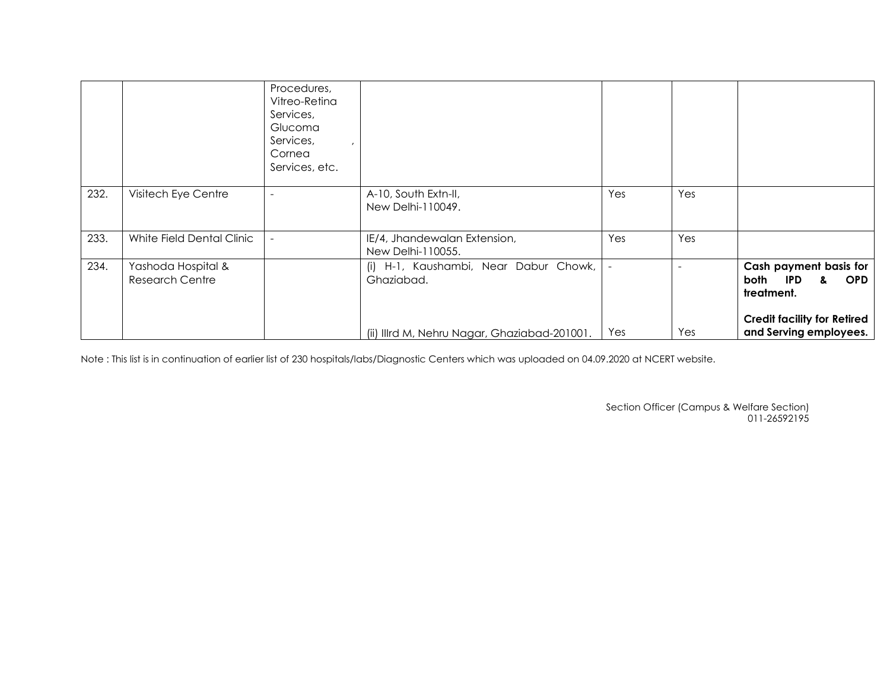| | | | | | | |
|---|---|---|---|---|---|---|
| | | Procedures, Vitreo-Retina Services, Glucoma Services, , Cornea Services, etc. | | | | |
| 232. | Visitech Eye Centre | - | A-10, South Extn-II, New Delhi-110049. | Yes | Yes | |
| 233. | White Field Dental Clinic | - | IE/4, Jhandewalan Extension, New Delhi-110055. | Yes | Yes | |
| 234. | Yashoda Hospital & Research Centre | | (i) H-1, Kaushambi, Near Dabur Chowk, Ghaziabad. | - | - | **Cash payment basis for both IPD & OPD treatment.** |
| | | | (ii) IIIrd M, Nehru Nagar, Ghaziabad-201001. | Yes | Yes | **Credit facility for Retired and Serving employees.** |

Note : This list is in continuation of earlier list of 230 hospitals/labs/Diagnostic Centers which was uploaded on 04.09.2020 at NCERT website.

Section Officer (Campus & Welfare Section)
011-26592195